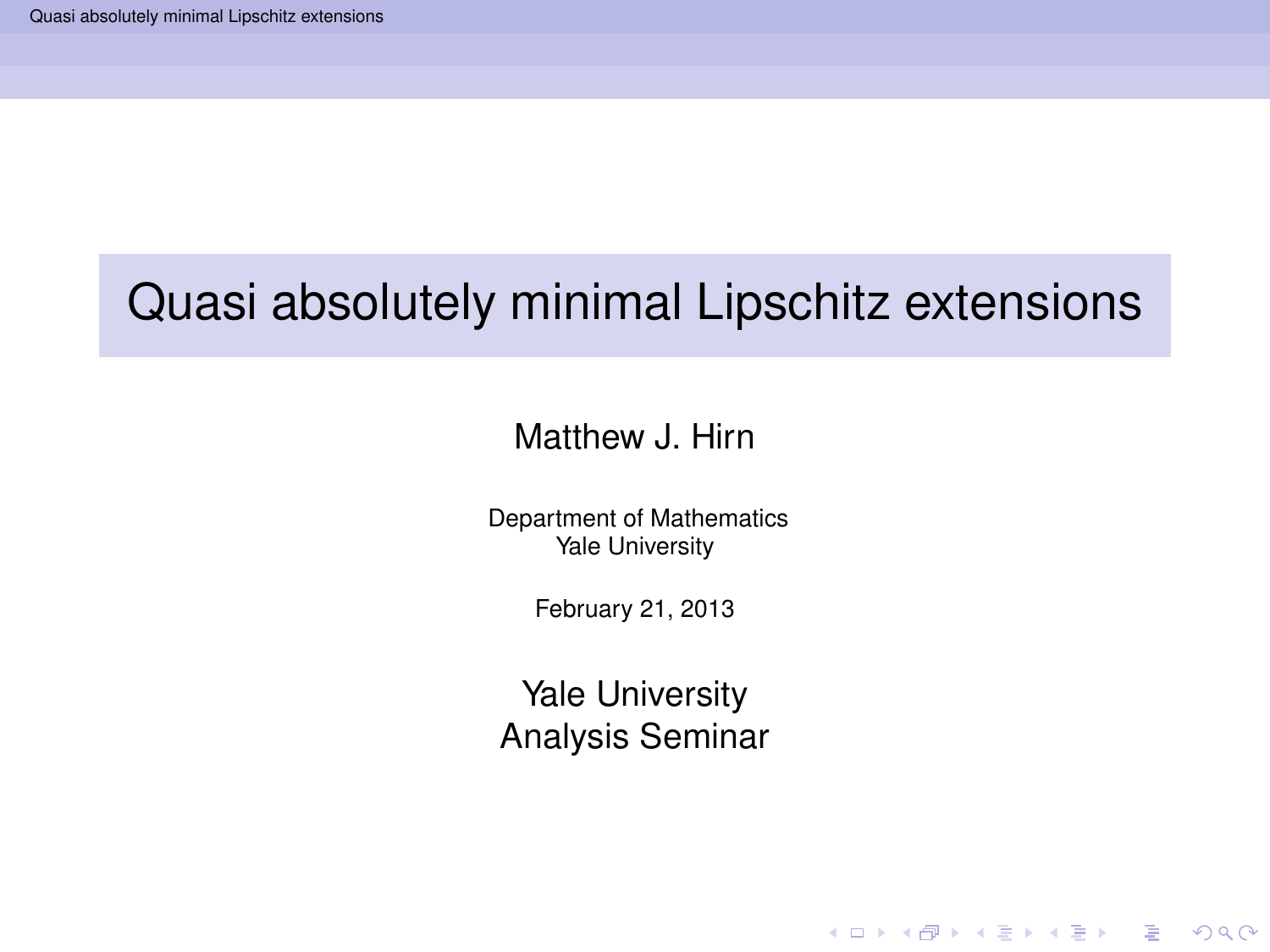# Quasi absolutely minimal Lipschitz extensions

Matthew J. Hirn

Department of Mathematics
Yale University

February 21, 2013

Yale University
Analysis Seminar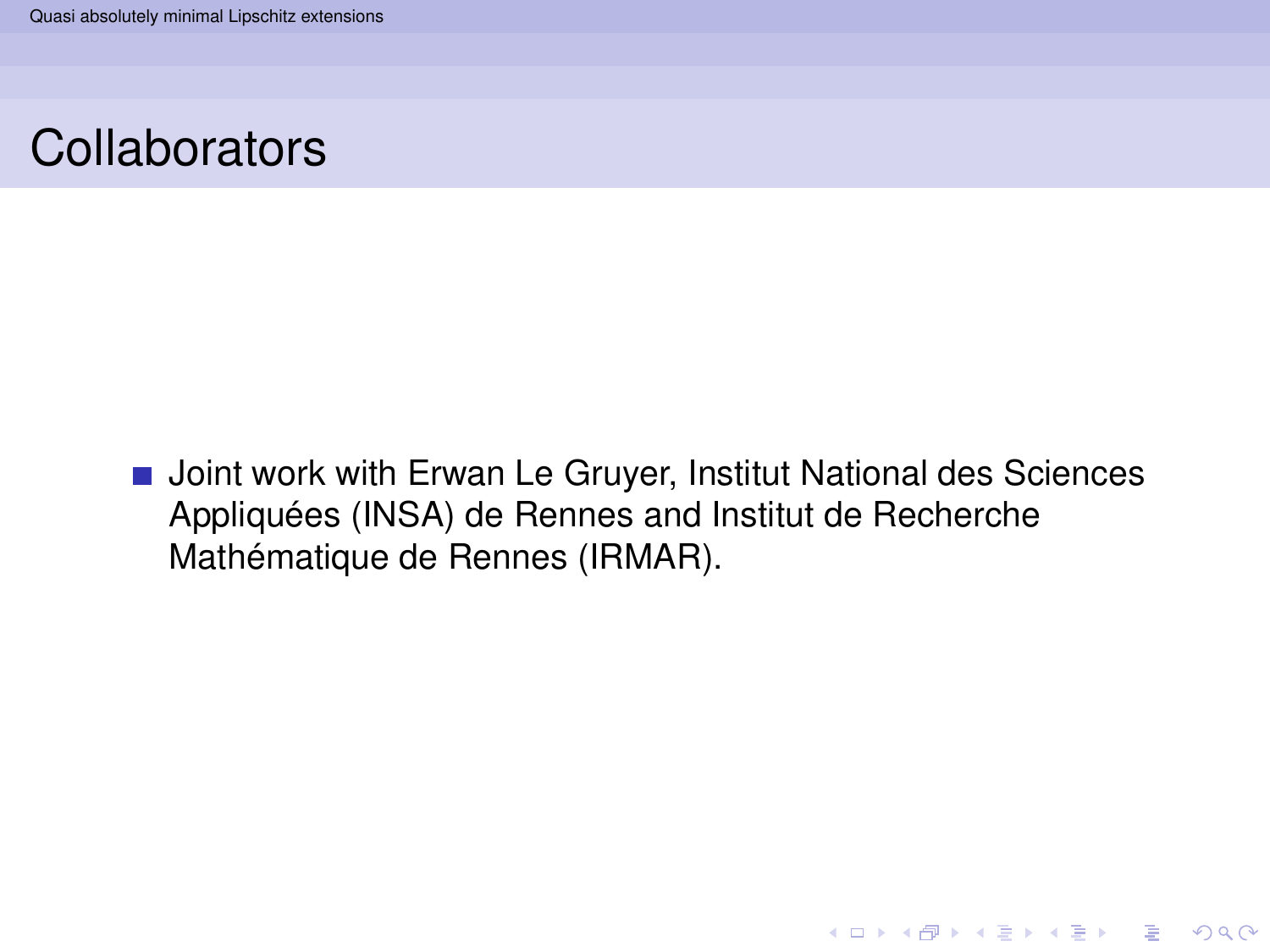# Collaborators

- Joint work with Erwan Le Gruyer, Institut National des Sciences Appliquées (INSA) de Rennes and Institut de Recherche Mathématique de Rennes (IRMAR).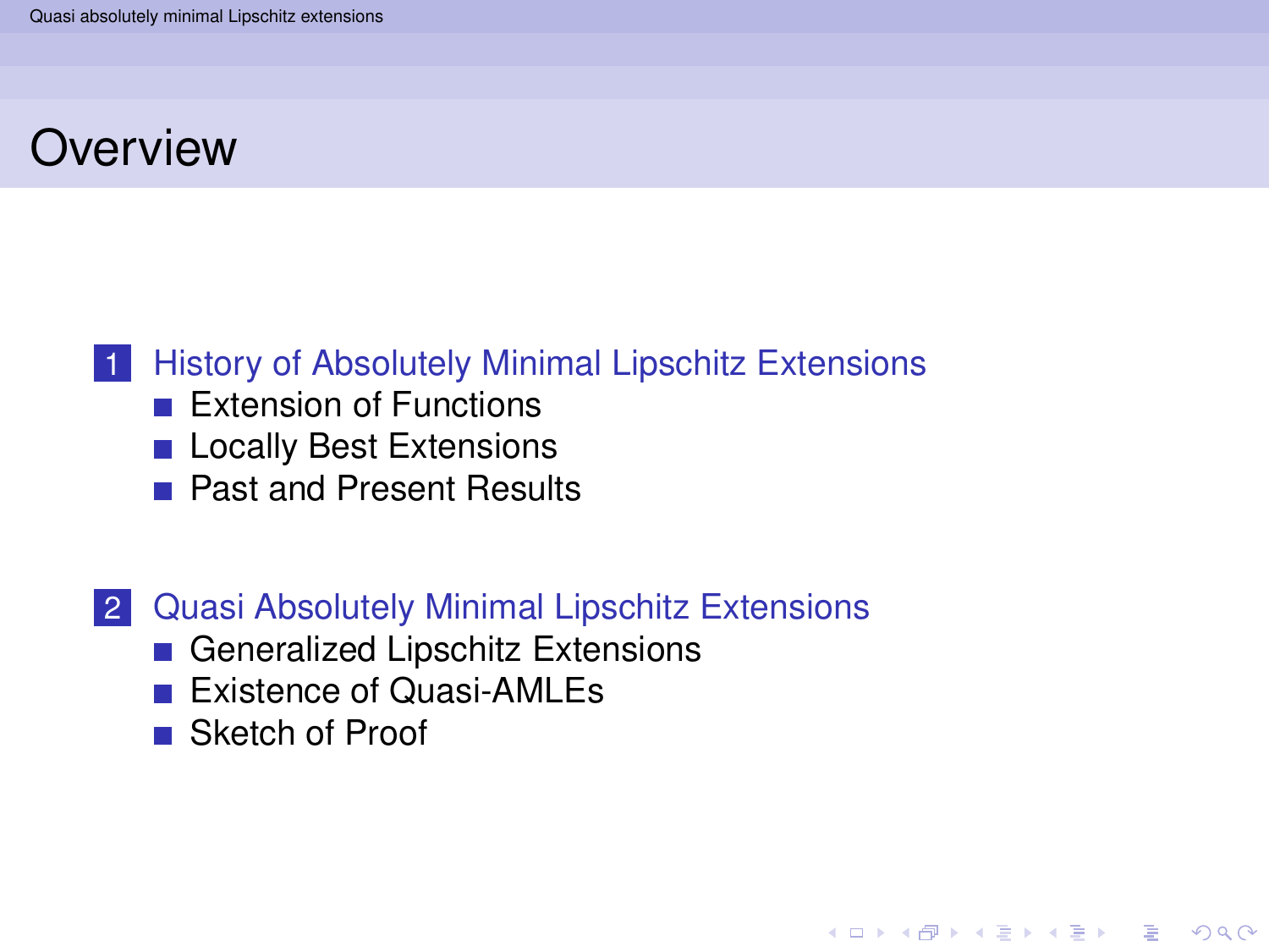# Overview

1. History of Absolutely Minimal Lipschitz Extensions
   - Extension of Functions
   - Locally Best Extensions
   - Past and Present Results

2. Quasi Absolutely Minimal Lipschitz Extensions
   - Generalized Lipschitz Extensions
   - Existence of Quasi-AMLEs
   - Sketch of Proof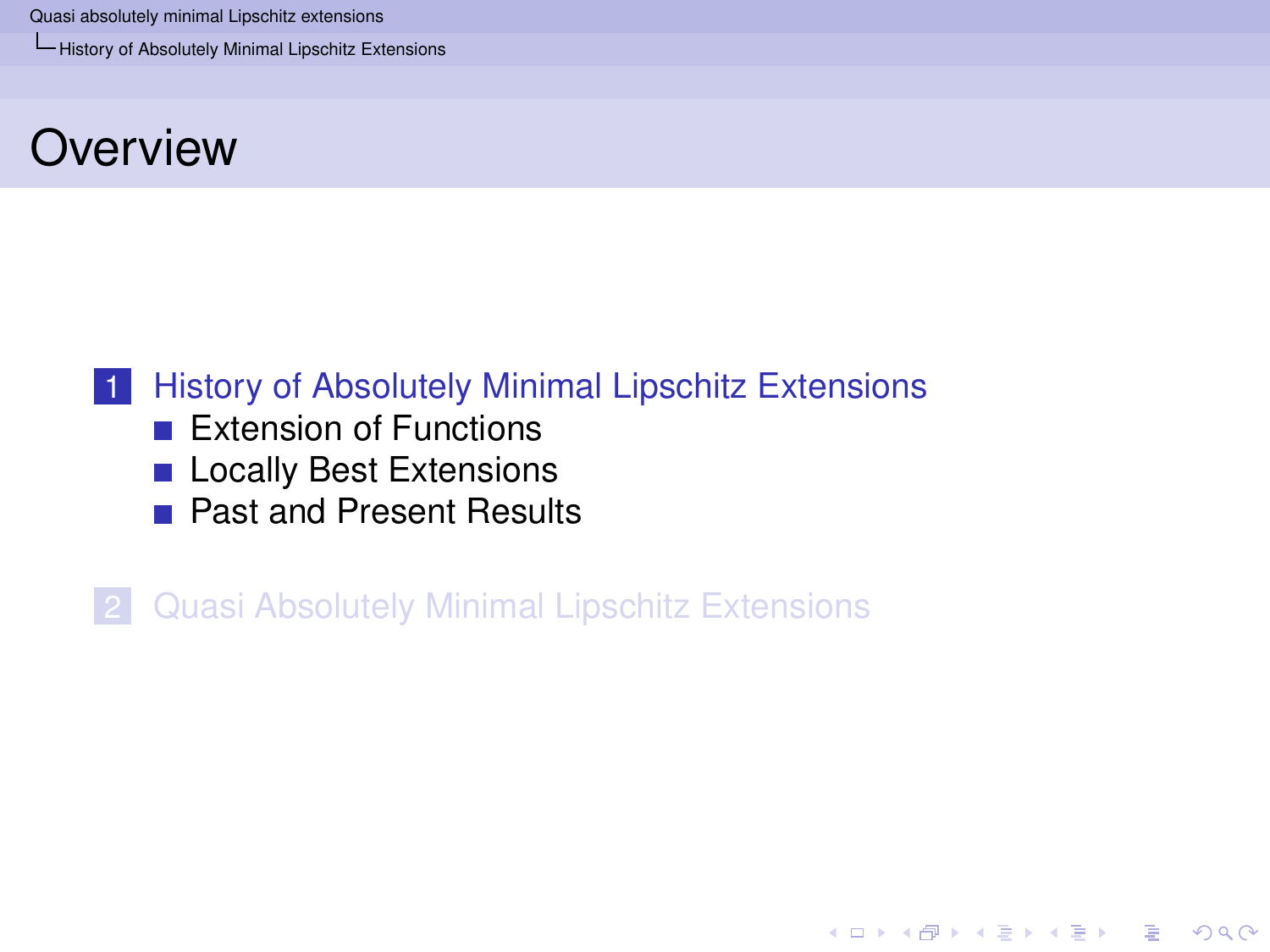# Overview

1. History of Absolutely Minimal Lipschitz Extensions
   - Extension of Functions
   - Locally Best Extensions
   - Past and Present Results
2. Quasi Absolutely Minimal Lipschitz Extensions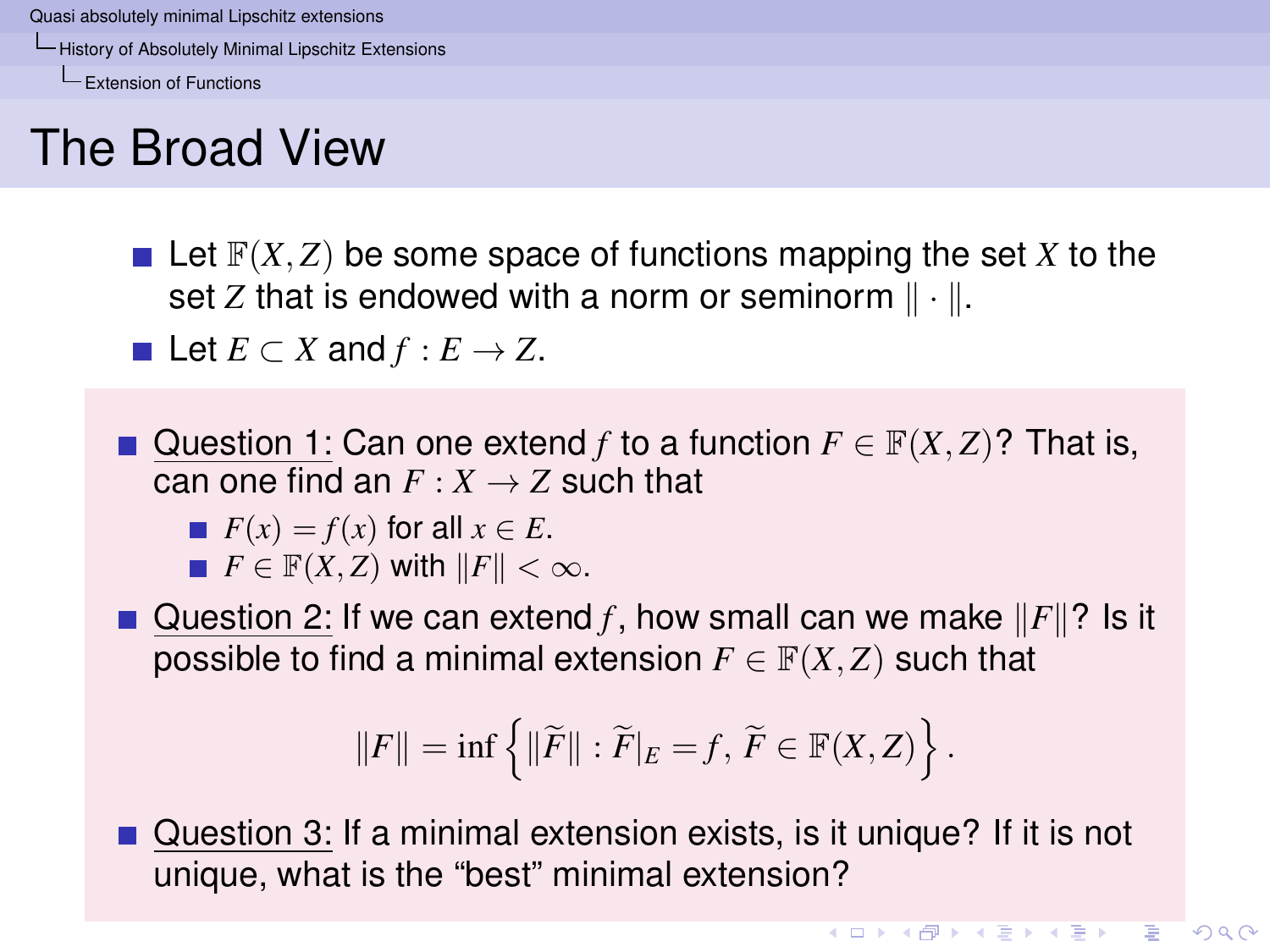# The Broad View

- Let $\mathbb{F}(X,Z)$ be some space of functions mapping the set $X$ to the set $Z$ that is endowed with a norm or seminorm $\|\cdot\|$.
- Let $E \subset X$ and $f : E \to Z$.

- Question 1: Can one extend $f$ to a function $F \in \mathbb{F}(X,Z)$? That is, can one find an $F : X \to Z$ such that
  - $F(x) = f(x)$ for all $x \in E$.
  - $F \in \mathbb{F}(X,Z)$ with $\|F\| < \infty$.
- Question 2: If we can extend $f$, how small can we make $\|F\|$? Is it possible to find a minimal extension $F \in \mathbb{F}(X,Z)$ such that

$$\|F\| = \inf\left\{\|\widetilde{F}\| : \widetilde{F}|_E = f,\, \widetilde{F} \in \mathbb{F}(X,Z)\right\}.$$

- Question 3: If a minimal extension exists, is it unique? If it is not unique, what is the “best” minimal extension?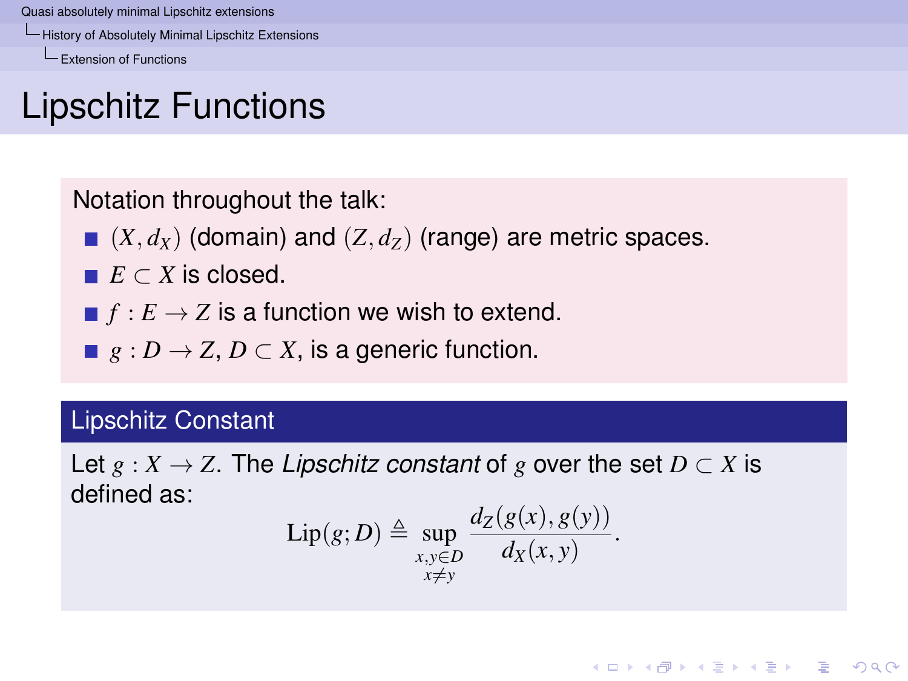# Lipschitz Functions

Notation throughout the talk:

- $(X, d_X)$ (domain) and $(Z, d_Z)$ (range) are metric spaces.
- $E \subset X$ is closed.
- $f : E \to Z$ is a function we wish to extend.
- $g : D \to Z$, $D \subset X$, is a generic function.

## Lipschitz Constant

Let $g : X \to Z$. The *Lipschitz constant* of $g$ over the set $D \subset X$ is defined as:

$$\mathrm{Lip}(g; D) \triangleq \sup_{\substack{x,y \in D \\ x \neq y}} \frac{d_Z(g(x), g(y))}{d_X(x, y)}.$$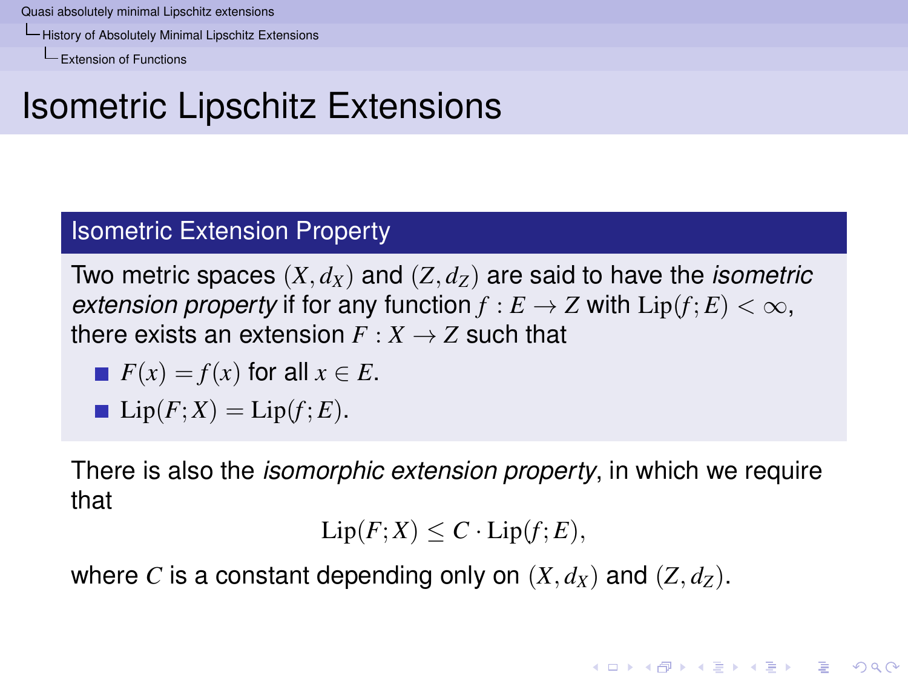# Isometric Lipschitz Extensions

### Isometric Extension Property

Two metric spaces $(X, d_X)$ and $(Z, d_Z)$ are said to have the *isometric extension property* if for any function $f : E \to Z$ with $\mathrm{Lip}(f; E) < \infty$, there exists an extension $F : X \to Z$ such that

- $F(x) = f(x)$ for all $x \in E$.
- $\mathrm{Lip}(F; X) = \mathrm{Lip}(f; E)$.

There is also the *isomorphic extension property*, in which we require that

$$\mathrm{Lip}(F; X) \leq C \cdot \mathrm{Lip}(f; E),$$

where $C$ is a constant depending only on $(X, d_X)$ and $(Z, d_Z)$.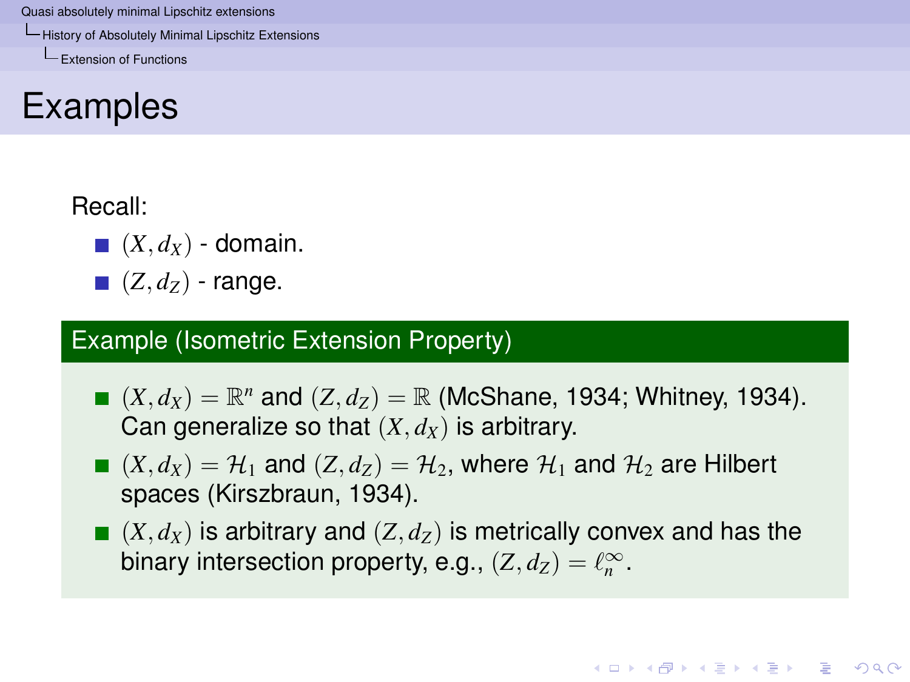# Examples

Recall:

- $(X, d_X)$ - domain.
- $(Z, d_Z)$ - range.

**Example (Isometric Extension Property)**

- $(X, d_X) = \mathbb{R}^n$ and $(Z, d_Z) = \mathbb{R}$ (McShane, 1934; Whitney, 1934). Can generalize so that $(X, d_X)$ is arbitrary.
- $(X, d_X) = \mathcal{H}_1$ and $(Z, d_Z) = \mathcal{H}_2$, where $\mathcal{H}_1$ and $\mathcal{H}_2$ are Hilbert spaces (Kirszbraun, 1934).
- $(X, d_X)$ is arbitrary and $(Z, d_Z)$ is metrically convex and has the binary intersection property, e.g., $(Z, d_Z) = \ell_n^\infty$.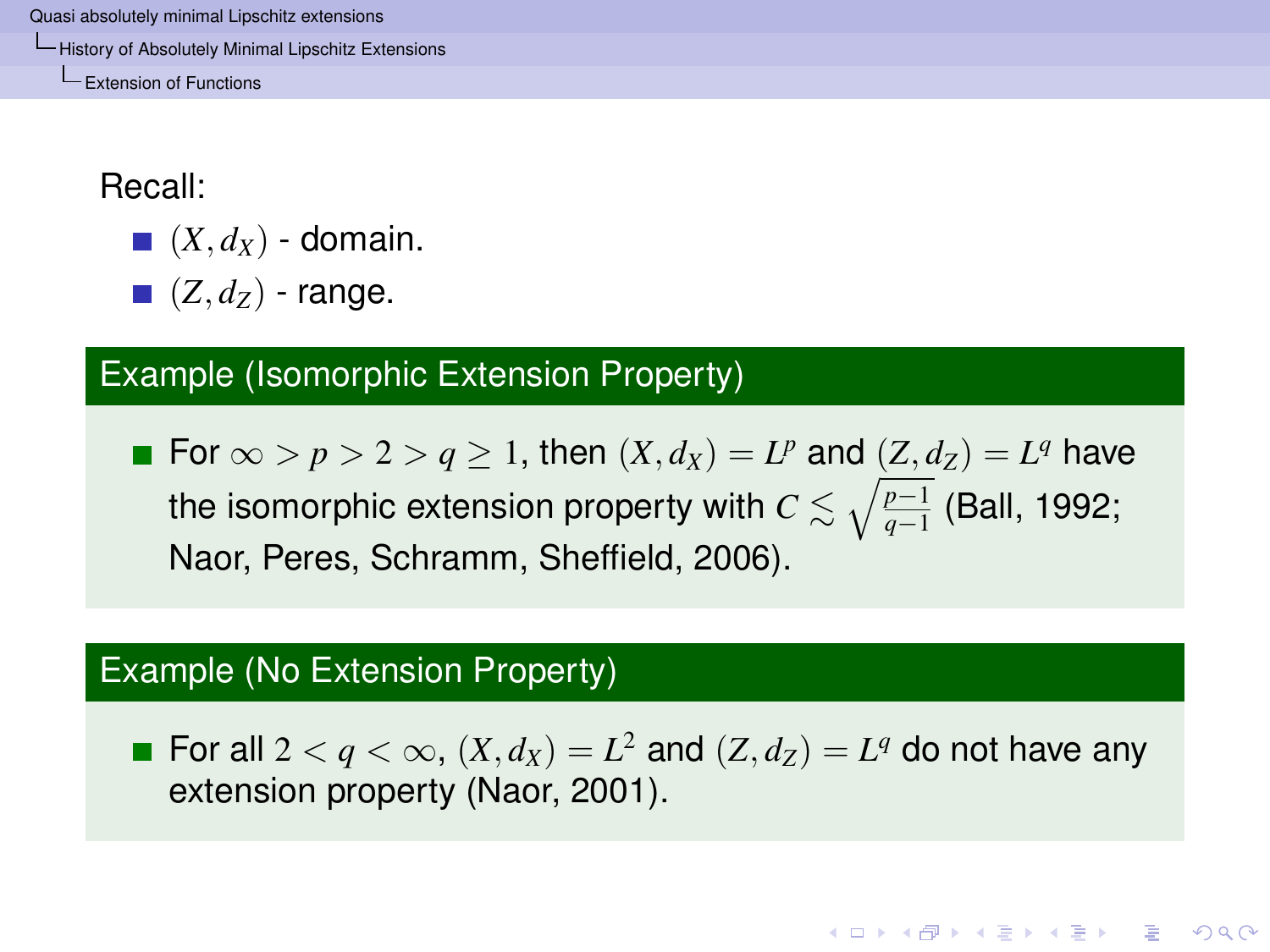Recall:

- $(X, d_X)$ - domain.
- $(Z, d_Z)$ - range.

**Example (Isomorphic Extension Property)**

- For $\infty > p > 2 > q \geq 1$, then $(X, d_X) = L^p$ and $(Z, d_Z) = L^q$ have the isomorphic extension property with $C \lesssim \sqrt{\frac{p-1}{q-1}}$ (Ball, 1992; Naor, Peres, Schramm, Sheffield, 2006).

**Example (No Extension Property)**

- For all $2 < q < \infty$, $(X, d_X) = L^2$ and $(Z, d_Z) = L^q$ do not have any extension property (Naor, 2001).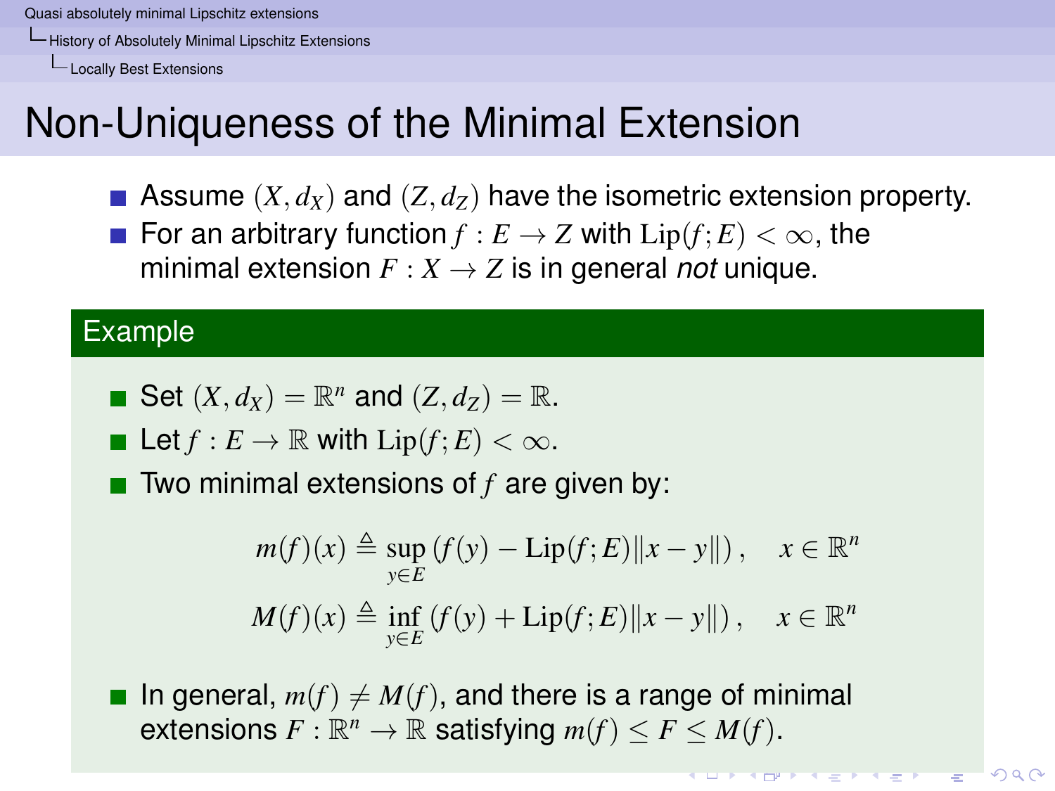# Non-Uniqueness of the Minimal Extension

- Assume $(X, d_X)$ and $(Z, d_Z)$ have the isometric extension property.
- For an arbitrary function $f : E \to Z$ with $\mathrm{Lip}(f; E) < \infty$, the minimal extension $F : X \to Z$ is in general *not* unique.

### Example

- Set $(X, d_X) = \mathbb{R}^n$ and $(Z, d_Z) = \mathbb{R}$.
- Let $f : E \to \mathbb{R}$ with $\mathrm{Lip}(f; E) < \infty$.
- Two minimal extensions of $f$ are given by:

$$m(f)(x) \triangleq \sup_{y \in E} \left( f(y) - \mathrm{Lip}(f; E) \|x - y\| \right), \quad x \in \mathbb{R}^n$$

$$M(f)(x) \triangleq \inf_{y \in E} \left( f(y) + \mathrm{Lip}(f; E) \|x - y\| \right), \quad x \in \mathbb{R}^n$$

- In general, $m(f) \neq M(f)$, and there is a range of minimal extensions $F : \mathbb{R}^n \to \mathbb{R}$ satisfying $m(f) \leq F \leq M(f)$.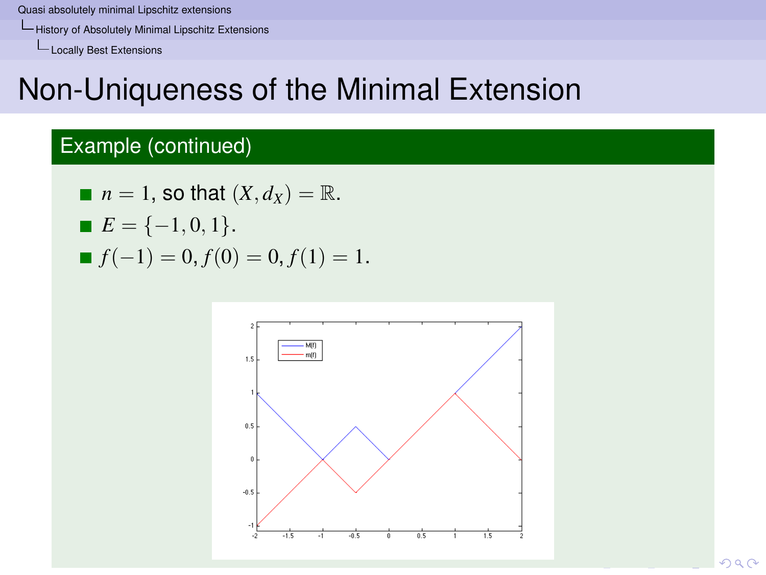# Non-Uniqueness of the Minimal Extension

## Example (continued)

- $n = 1$, so that $(X, d_X) = \mathbb{R}$.
- $E = \{-1, 0, 1\}$.
- $f(-1) = 0, f(0) = 0, f(1) = 1$.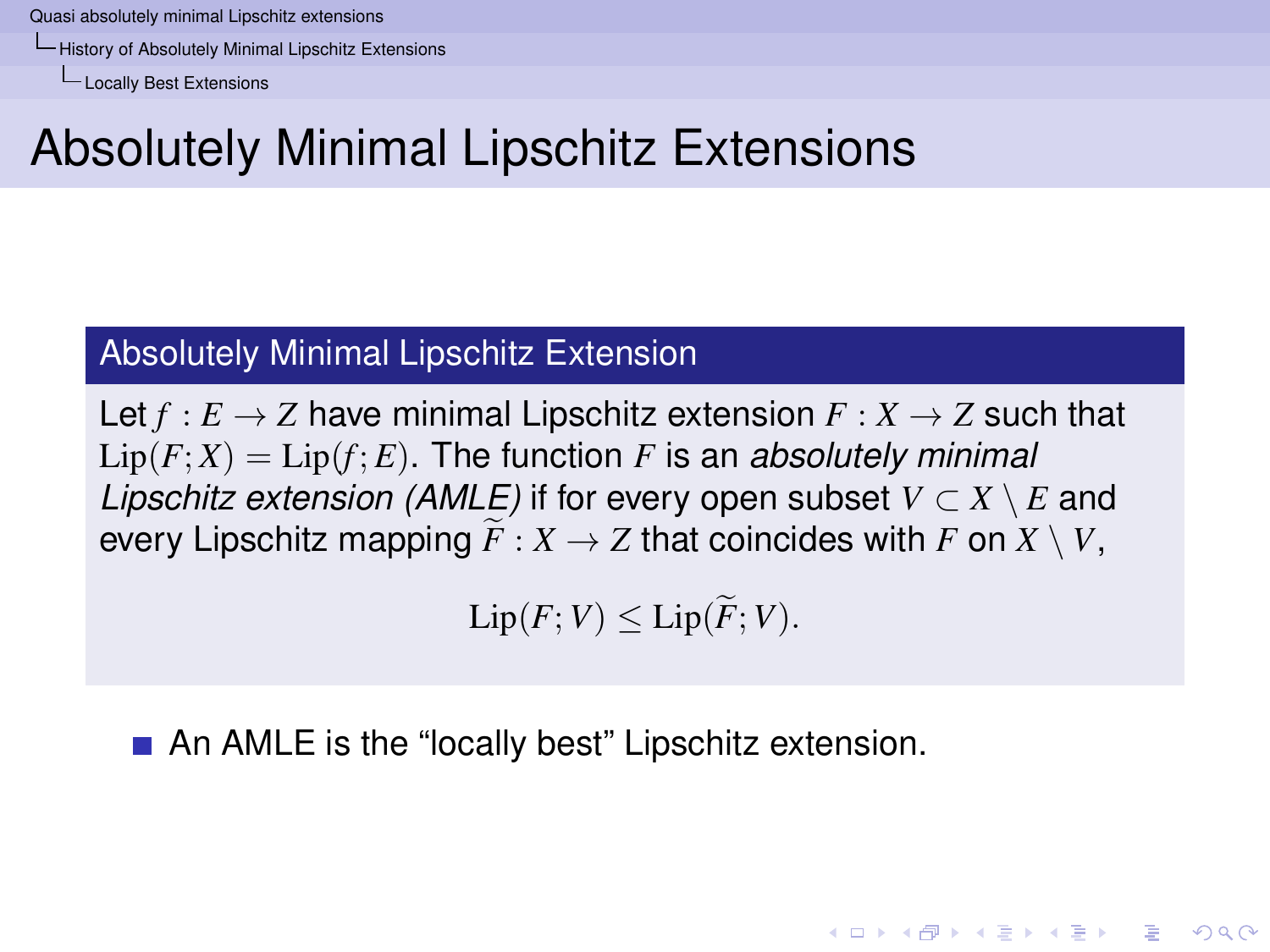# Absolutely Minimal Lipschitz Extensions

## Absolutely Minimal Lipschitz Extension

Let $f : E \to Z$ have minimal Lipschitz extension $F : X \to Z$ such that $\mathrm{Lip}(F;X) = \mathrm{Lip}(f;E)$. The function $F$ is an *absolutely minimal Lipschitz extension (AMLE)* if for every open subset $V \subset X \setminus E$ and every Lipschitz mapping $\widetilde{F} : X \to Z$ that coincides with $F$ on $X \setminus V$,

$$\mathrm{Lip}(F;V) \leq \mathrm{Lip}(\widetilde{F};V).$$

- An AMLE is the "locally best" Lipschitz extension.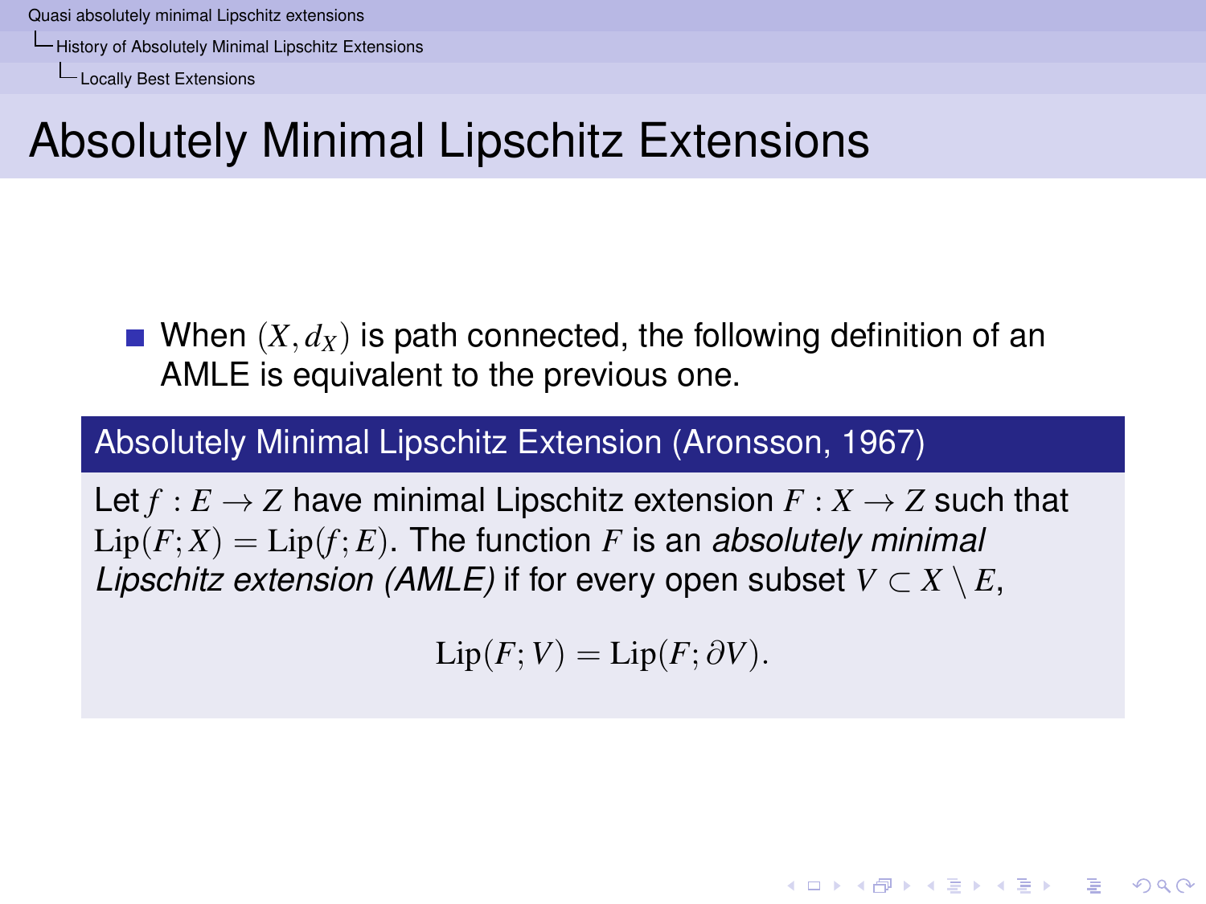# Absolutely Minimal Lipschitz Extensions

- When $(X, d_X)$ is path connected, the following definition of an AMLE is equivalent to the previous one.

**Absolutely Minimal Lipschitz Extension (Aronsson, 1967)**

Let $f : E \to Z$ have minimal Lipschitz extension $F : X \to Z$ such that $\mathrm{Lip}(F; X) = \mathrm{Lip}(f; E)$. The function $F$ is an *absolutely minimal Lipschitz extension (AMLE)* if for every open subset $V \subset X \setminus E$,

$$\mathrm{Lip}(F; V) = \mathrm{Lip}(F; \partial V).$$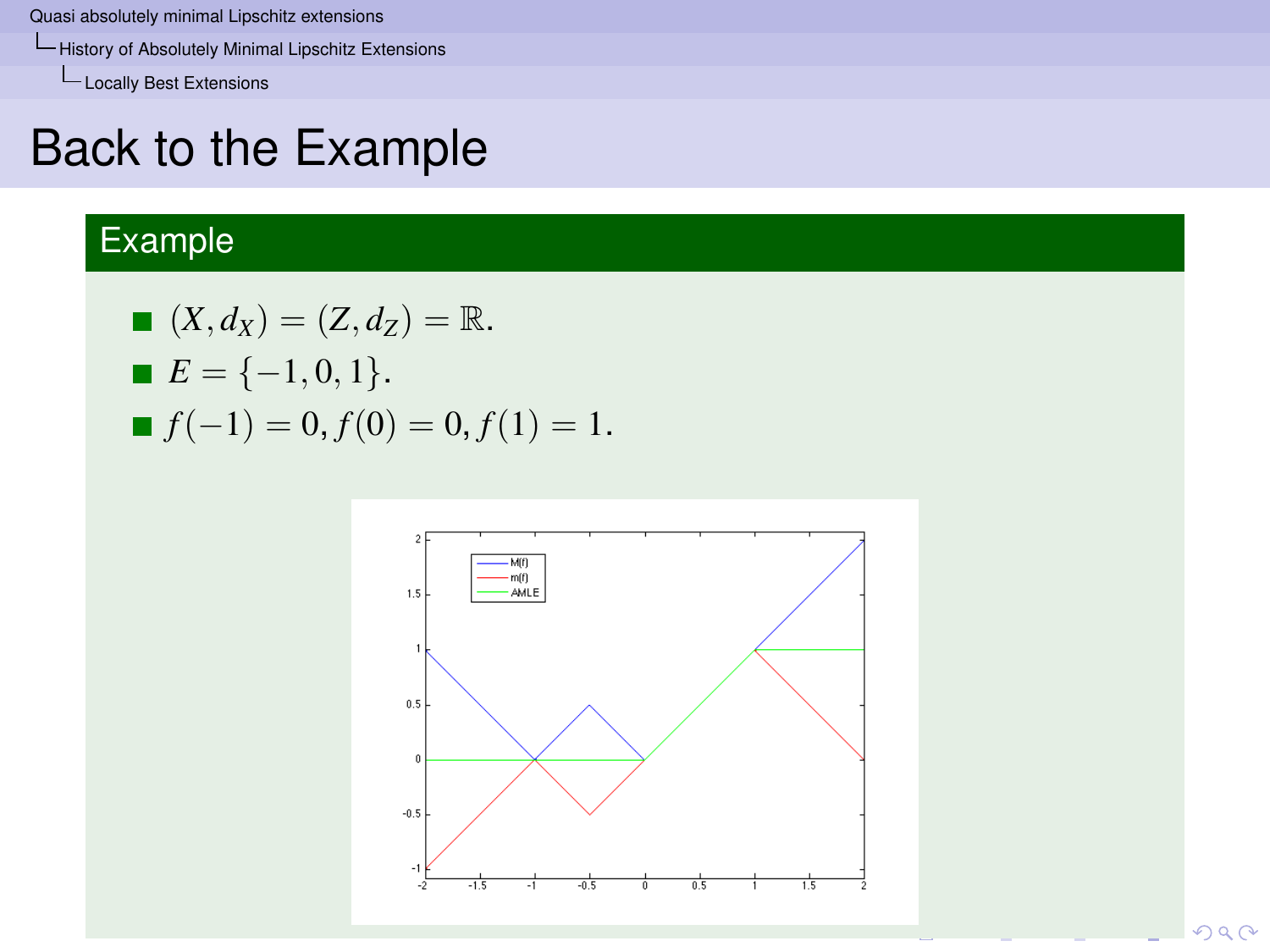# Back to the Example

## Example

- $(X, d_X) = (Z, d_Z) = \mathbb{R}$.
- $E = \{-1, 0, 1\}$.
- $f(-1) = 0, f(0) = 0, f(1) = 1$.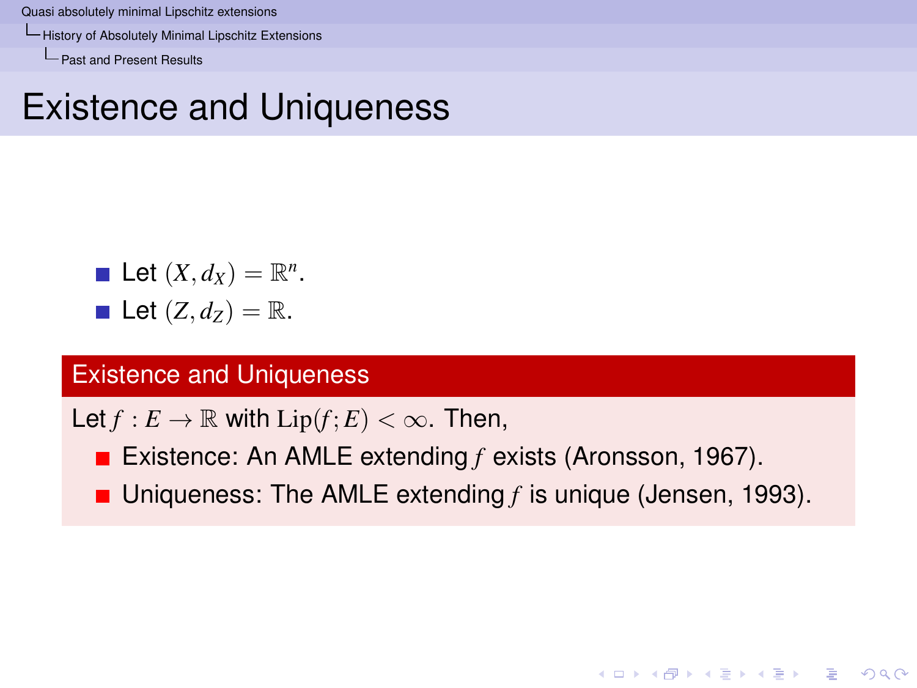# Existence and Uniqueness

- Let $(X, d_X) = \mathbb{R}^n$.
- Let $(Z, d_Z) = \mathbb{R}$.

**Existence and Uniqueness**

Let $f : E \to \mathbb{R}$ with $\mathrm{Lip}(f; E) < \infty$. Then,

- Existence: An AMLE extending $f$ exists (Aronsson, 1967).
- Uniqueness: The AMLE extending $f$ is unique (Jensen, 1993).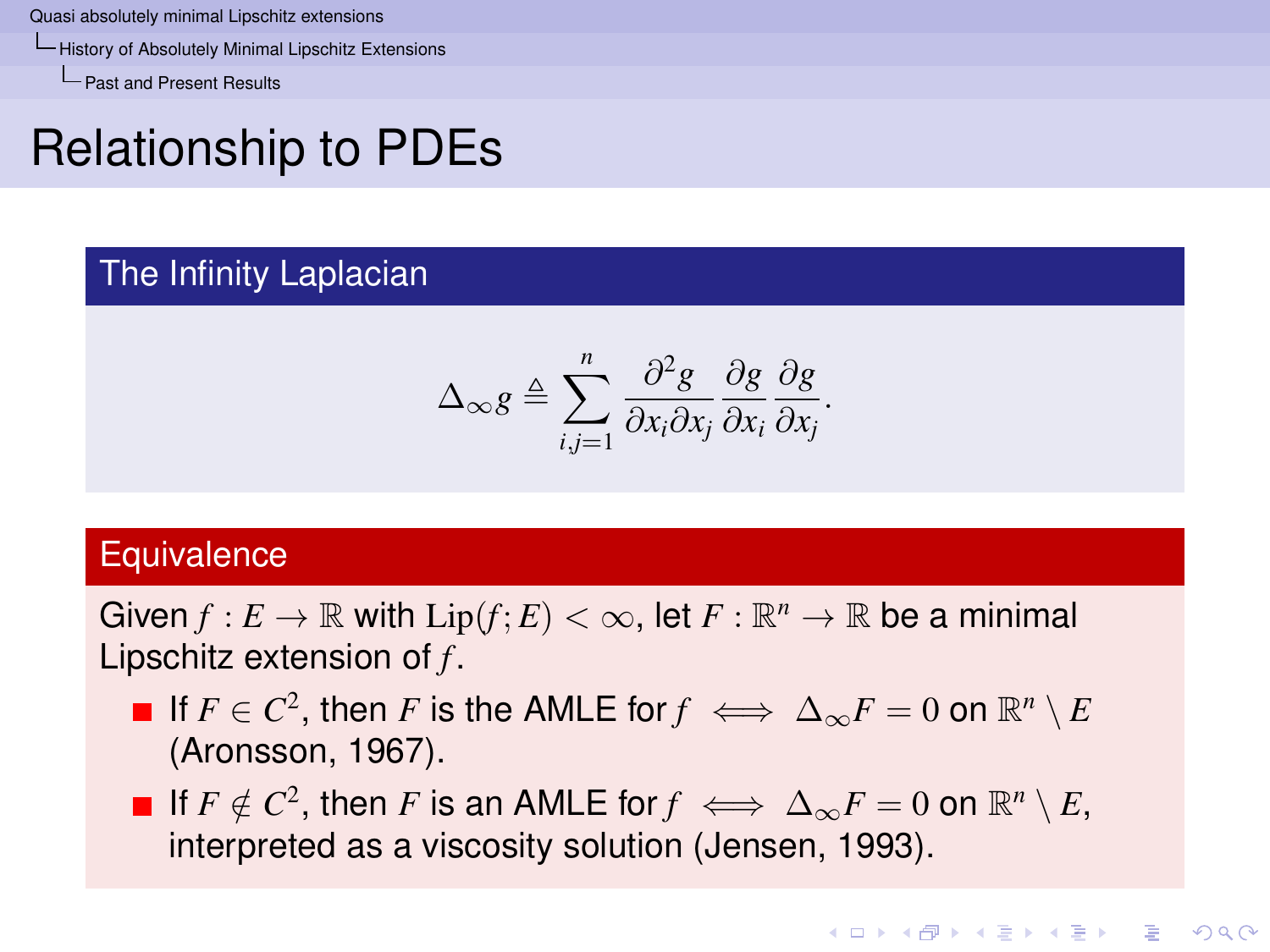# Relationship to PDEs

## The Infinity Laplacian

$$\Delta_\infty g \triangleq \sum_{i,j=1}^{n} \frac{\partial^2 g}{\partial x_i \partial x_j} \frac{\partial g}{\partial x_i} \frac{\partial g}{\partial x_j}.$$

## Equivalence

Given $f : E \to \mathbb{R}$ with $\mathrm{Lip}(f; E) < \infty$, let $F : \mathbb{R}^n \to \mathbb{R}$ be a minimal Lipschitz extension of $f$.

- If $F \in C^2$, then $F$ is the AMLE for $f \iff \Delta_\infty F = 0$ on $\mathbb{R}^n \setminus E$ (Aronsson, 1967).
- If $F \notin C^2$, then $F$ is an AMLE for $f \iff \Delta_\infty F = 0$ on $\mathbb{R}^n \setminus E$, interpreted as a viscosity solution (Jensen, 1993).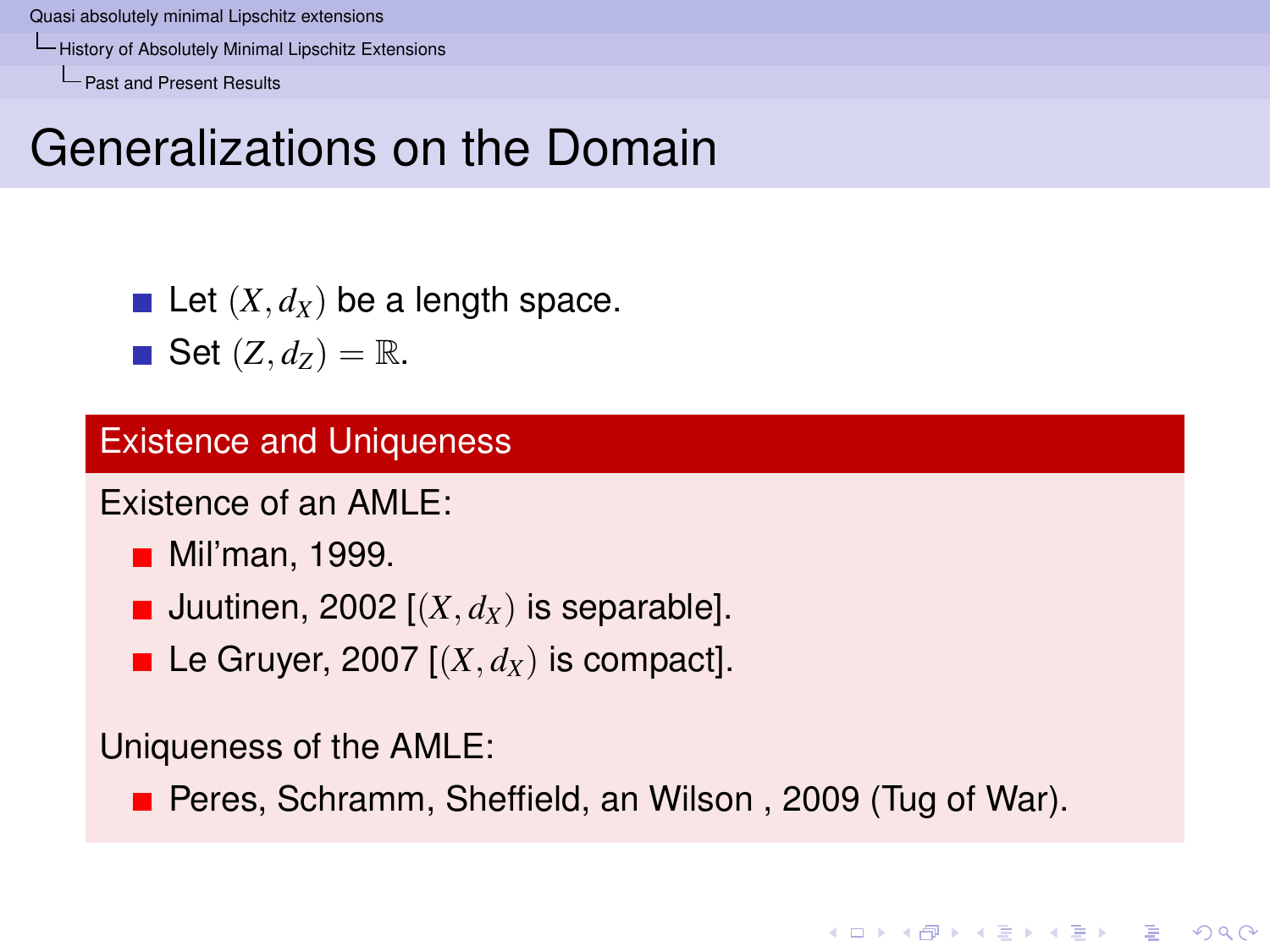# Generalizations on the Domain

- Let $(X, d_X)$ be a length space.
- Set $(Z, d_Z) = \mathbb{R}$.

## Existence and Uniqueness

Existence of an AMLE:

- Mil'man, 1999.
- Juutinen, 2002 [$(X, d_X)$ is separable].
- Le Gruyer, 2007 [$(X, d_X)$ is compact].

Uniqueness of the AMLE:

- Peres, Schramm, Sheffield, an Wilson , 2009 (Tug of War).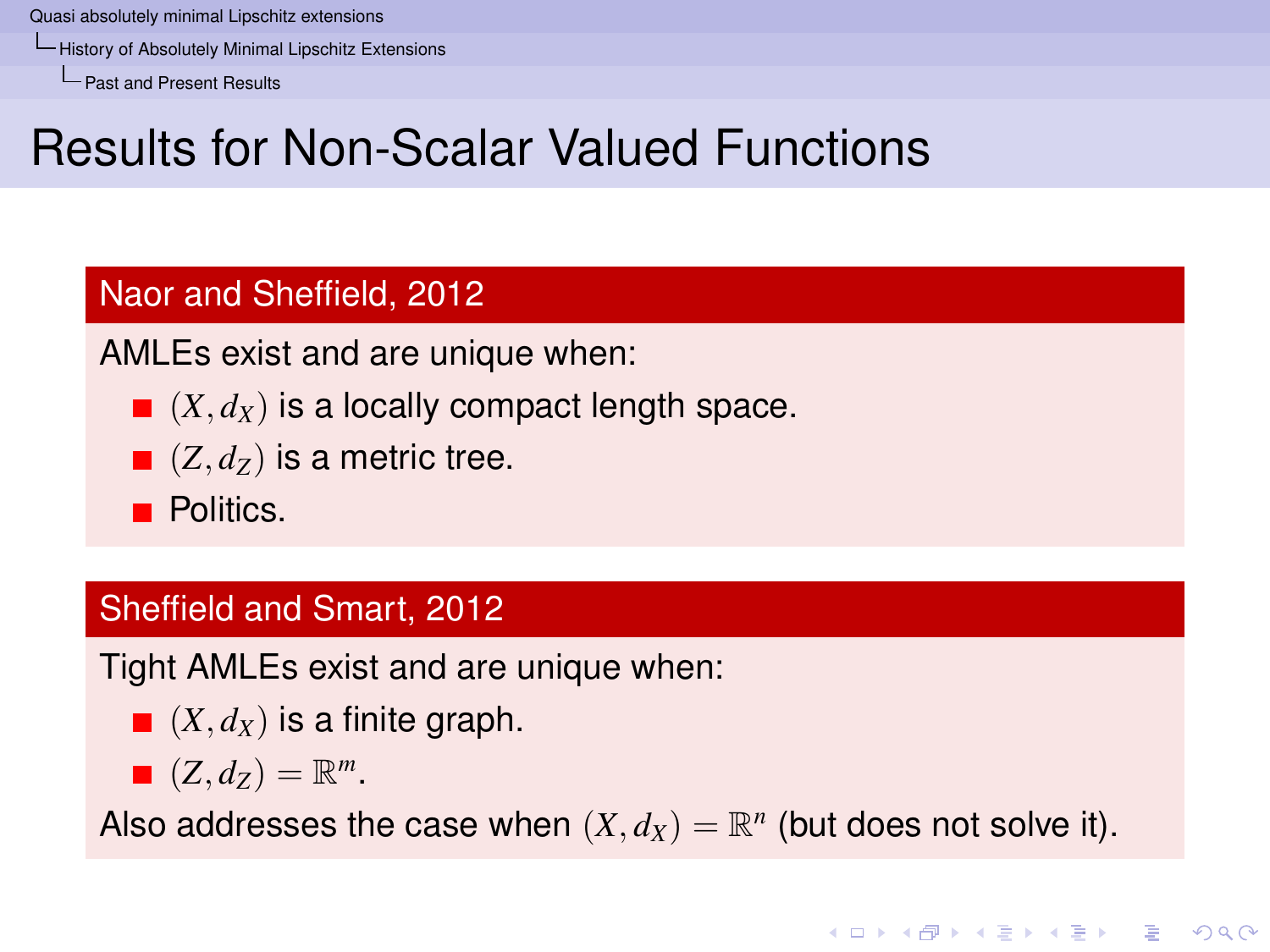# Results for Non-Scalar Valued Functions

### Naor and Sheffield, 2012

AMLEs exist and are unique when:

- $(X, d_X)$ is a locally compact length space.
- $(Z, d_Z)$ is a metric tree.
- Politics.

### Sheffield and Smart, 2012

Tight AMLEs exist and are unique when:

- $(X, d_X)$ is a finite graph.
- $(Z, d_Z) = \mathbb{R}^m$.

Also addresses the case when $(X, d_X) = \mathbb{R}^n$ (but does not solve it).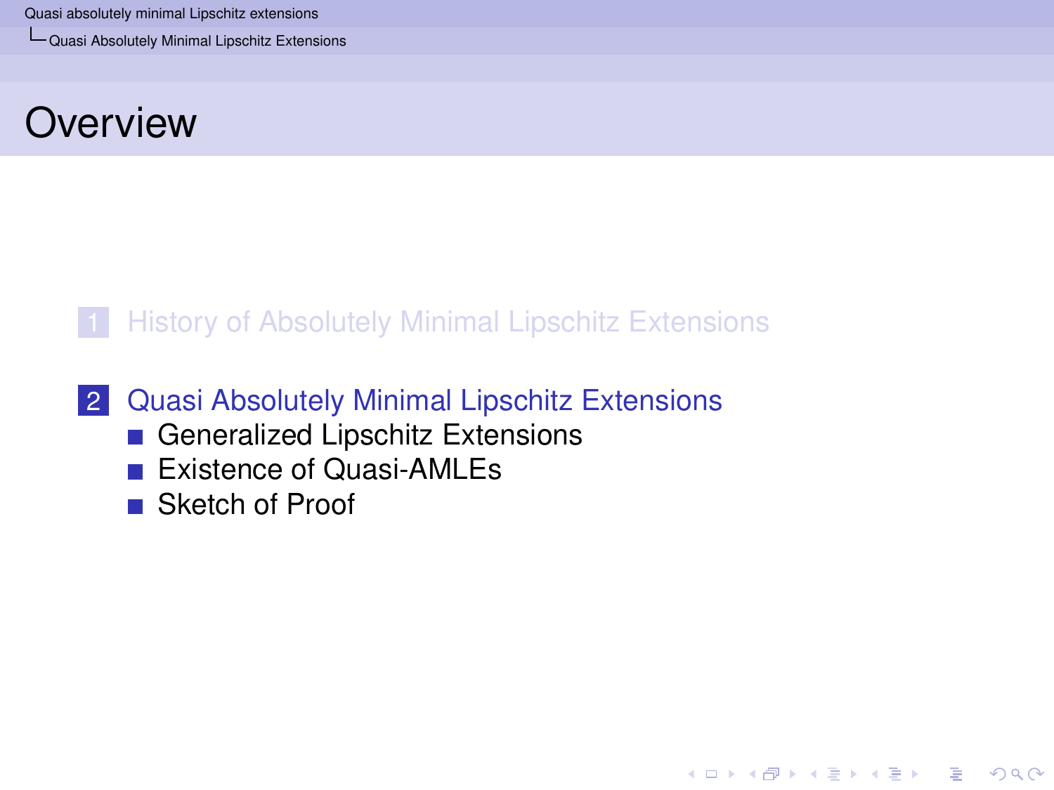# Overview

1. History of Absolutely Minimal Lipschitz Extensions

2. Quasi Absolutely Minimal Lipschitz Extensions
   - Generalized Lipschitz Extensions
   - Existence of Quasi-AMLEs
   - Sketch of Proof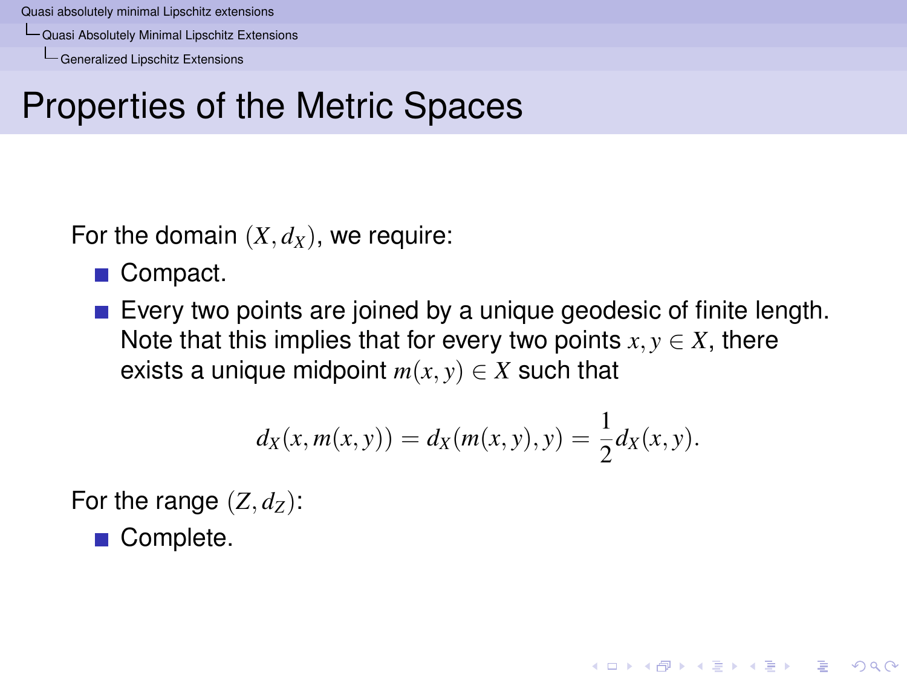# Properties of the Metric Spaces

For the domain $(X, d_X)$, we require:

- Compact.
- Every two points are joined by a unique geodesic of finite length. Note that this implies that for every two points $x, y \in X$, there exists a unique midpoint $m(x, y) \in X$ such that

$$d_X(x, m(x,y)) = d_X(m(x,y), y) = \frac{1}{2} d_X(x, y).$$

For the range $(Z, d_Z)$:

- Complete.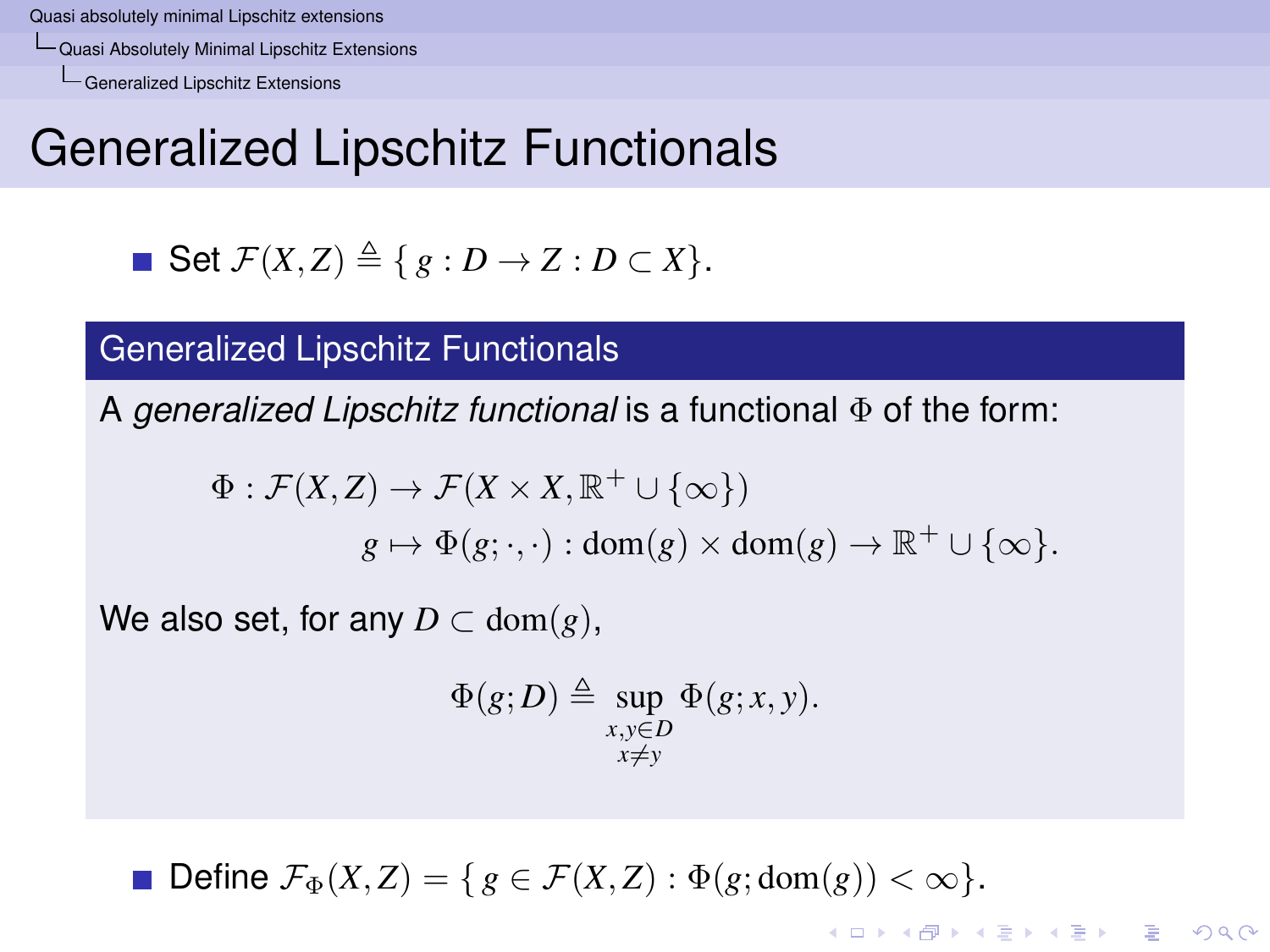# Generalized Lipschitz Functionals

- Set $\mathcal{F}(X,Z) \triangleq \{ g : D \to Z : D \subset X \}$.

**Generalized Lipschitz Functionals**

A *generalized Lipschitz functional* is a functional $\Phi$ of the form:

$$\Phi : \mathcal{F}(X,Z) \to \mathcal{F}(X \times X, \mathbb{R}^+ \cup \{\infty\})$$
$$g \mapsto \Phi(g;\cdot,\cdot) : \mathrm{dom}(g) \times \mathrm{dom}(g) \to \mathbb{R}^+ \cup \{\infty\}.$$

We also set, for any $D \subset \mathrm{dom}(g)$,

$$\Phi(g;D) \triangleq \sup_{\substack{x,y \in D \\ x \neq y}} \Phi(g;x,y).$$

- Define $\mathcal{F}_\Phi(X,Z) = \{ g \in \mathcal{F}(X,Z) : \Phi(g;\mathrm{dom}(g)) < \infty \}$.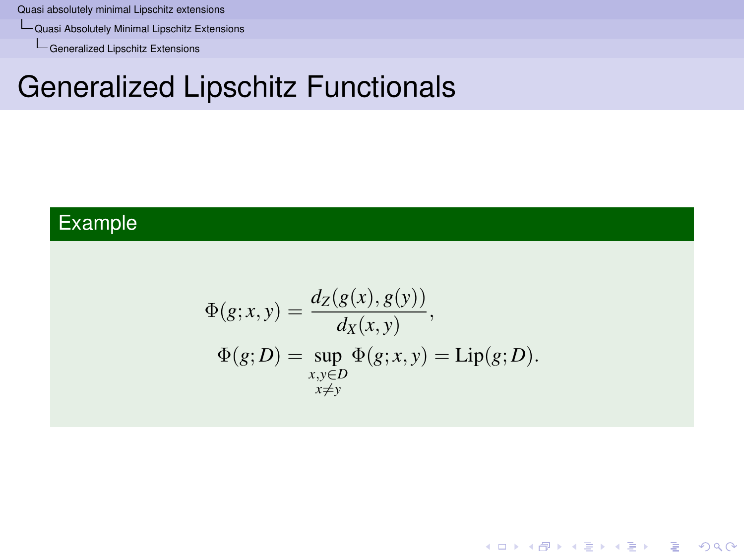# Generalized Lipschitz Functionals

**Example**

$$
\begin{aligned}
\Phi(g;x,y) &= \frac{d_Z(g(x),g(y))}{d_X(x,y)}, \\
\Phi(g;D) &= \sup_{\substack{x,y\in D \\ x\neq y}} \Phi(g;x,y) = \mathrm{Lip}(g;D).
\end{aligned}
$$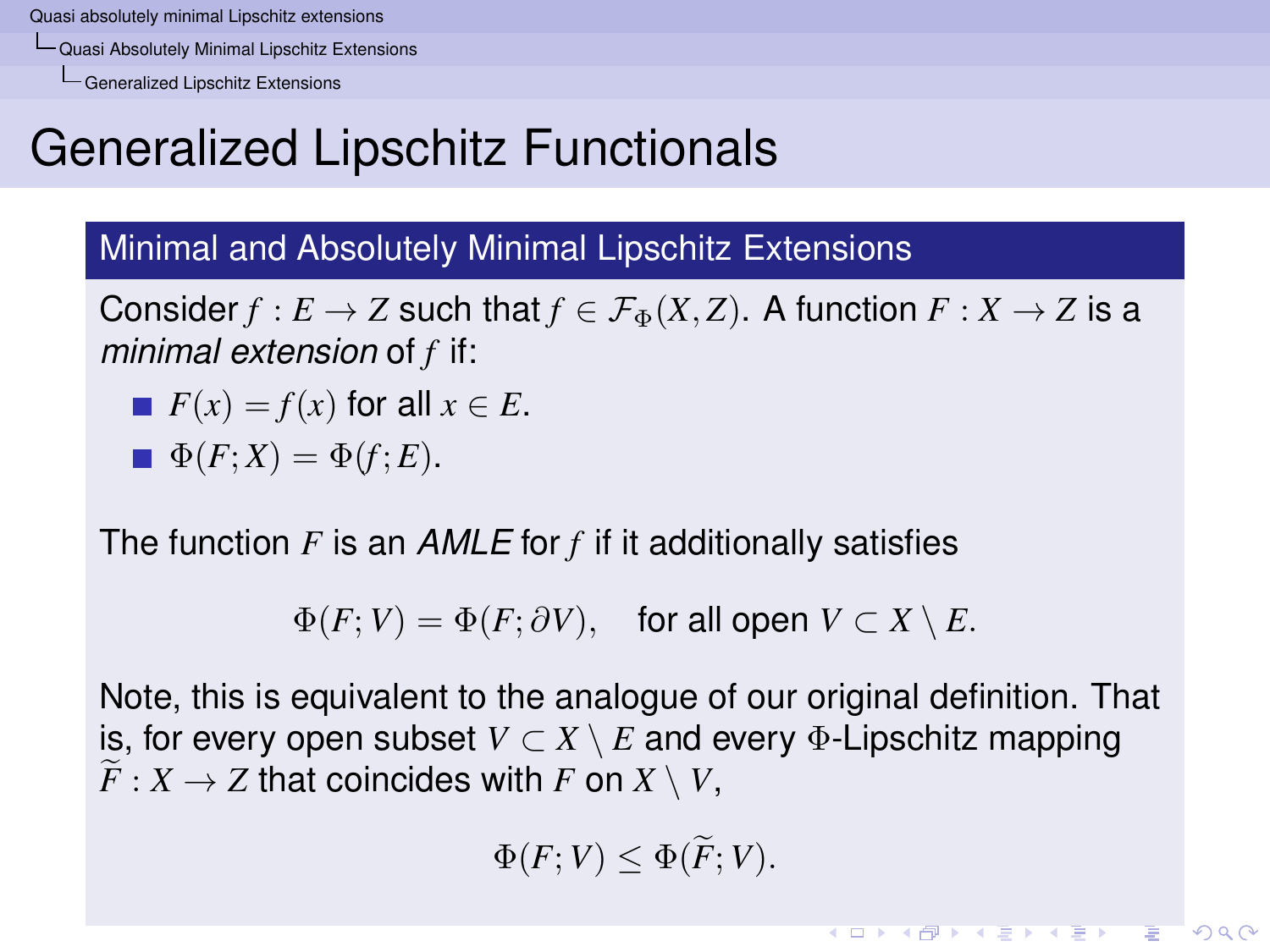# Generalized Lipschitz Functionals

## Minimal and Absolutely Minimal Lipschitz Extensions

Consider $f : E \to Z$ such that $f \in \mathcal{F}_\Phi(X, Z)$. A function $F : X \to Z$ is a *minimal extension* of $f$ if:

- $F(x) = f(x)$ for all $x \in E$.
- $\Phi(F; X) = \Phi(f; E)$.

The function $F$ is an *AMLE* for $f$ if it additionally satisfies

$$\Phi(F; V) = \Phi(F; \partial V), \quad \text{for all open } V \subset X \setminus E.$$

Note, this is equivalent to the analogue of our original definition. That is, for every open subset $V \subset X \setminus E$ and every $\Phi$-Lipschitz mapping $\widetilde{F} : X \to Z$ that coincides with $F$ on $X \setminus V$,

$$\Phi(F; V) \leq \Phi(\widetilde{F}; V).$$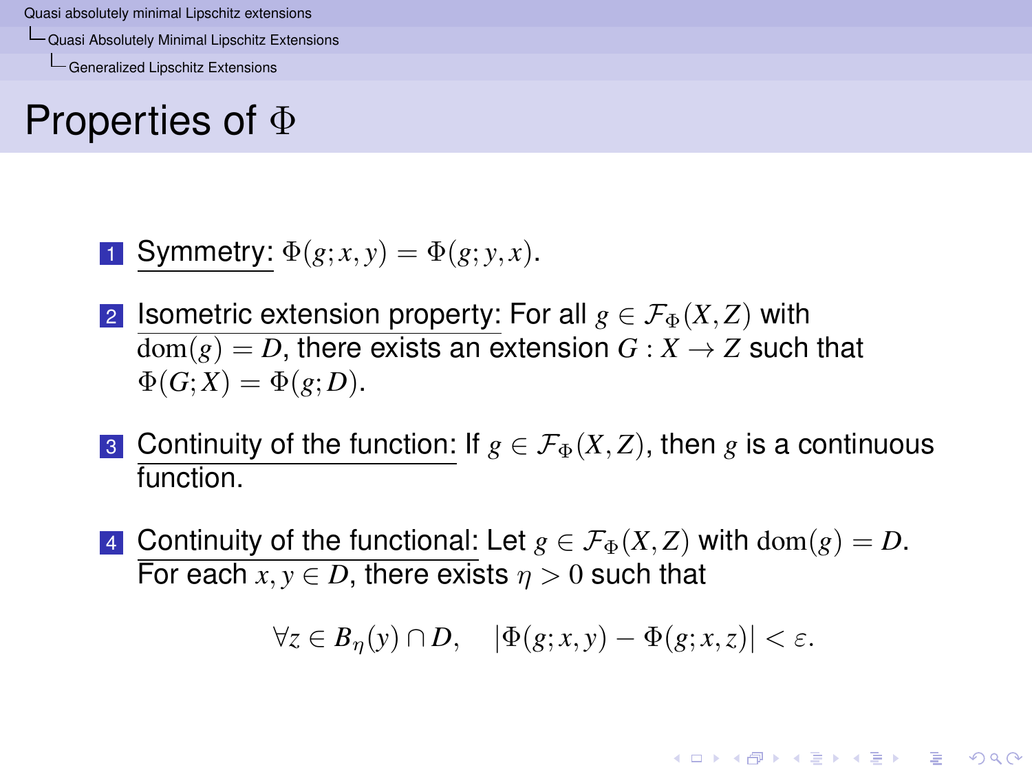# Properties of $\Phi$

1. Symmetry: $\Phi(g;x,y) = \Phi(g;y,x)$.

2. Isometric extension property: For all $g \in \mathcal{F}_\Phi(X,Z)$ with $\mathrm{dom}(g) = D$, there exists an extension $G : X \to Z$ such that $\Phi(G;X) = \Phi(g;D)$.

3. Continuity of the function: If $g \in \mathcal{F}_\Phi(X,Z)$, then $g$ is a continuous function.

4. Continuity of the functional: Let $g \in \mathcal{F}_\Phi(X,Z)$ with $\mathrm{dom}(g) = D$. For each $x, y \in D$, there exists $\eta > 0$ such that

$$\forall z \in B_\eta(y) \cap D, \quad |\Phi(g;x,y) - \Phi(g;x,z)| < \varepsilon.$$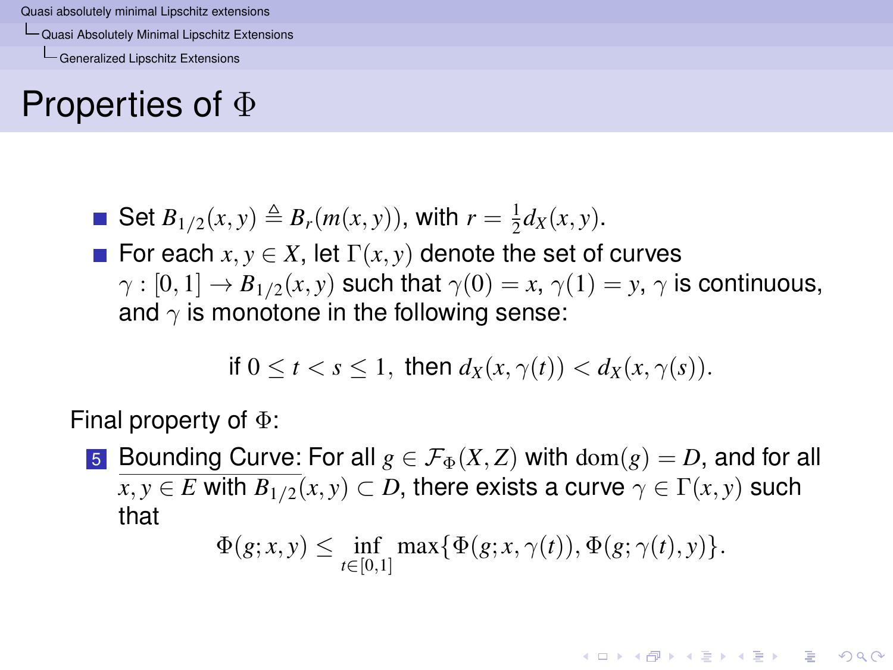## Properties of $\Phi$

- Set $B_{1/2}(x,y) \triangleq B_r(m(x,y))$, with $r = \frac{1}{2}d_X(x,y)$.
- For each $x, y \in X$, let $\Gamma(x,y)$ denote the set of curves $\gamma : [0,1] \to B_{1/2}(x,y)$ such that $\gamma(0) = x$, $\gamma(1) = y$, $\gamma$ is continuous, and $\gamma$ is monotone in the following sense:

$$\text{if } 0 \leq t < s \leq 1, \text{ then } d_X(x,\gamma(t)) < d_X(x,\gamma(s)).$$

Final property of $\Phi$:

5. Bounding Curve: For all $g \in \mathcal{F}_\Phi(X,Z)$ with $\mathrm{dom}(g) = D$, and for all $x, y \in E$ with $B_{1/2}(x,y) \subset D$, there exists a curve $\gamma \in \Gamma(x,y)$ such that

$$\Phi(g;x,y) \leq \inf_{t \in [0,1]} \max\{\Phi(g;x,\gamma(t)), \Phi(g;\gamma(t),y)\}.$$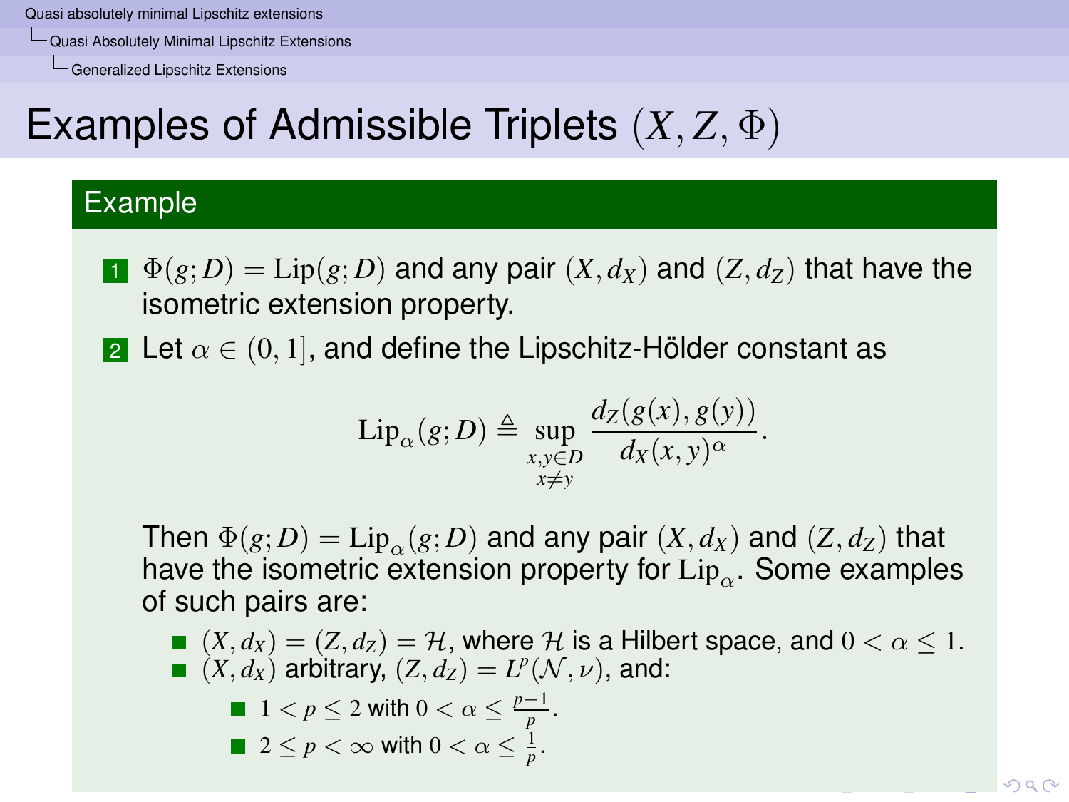# Examples of Admissible Triplets $(X, Z, \Phi)$

## Example

1. $\Phi(g; D) = \mathrm{Lip}(g; D)$ and any pair $(X, d_X)$ and $(Z, d_Z)$ that have the isometric extension property.
2. Let $\alpha \in (0, 1]$, and define the Lipschitz-Hölder constant as

$$\mathrm{Lip}_\alpha(g; D) \triangleq \sup_{\substack{x,y \in D \\ x \neq y}} \frac{d_Z(g(x), g(y))}{d_X(x, y)^\alpha}.$$

   Then $\Phi(g; D) = \mathrm{Lip}_\alpha(g; D)$ and any pair $(X, d_X)$ and $(Z, d_Z)$ that have the isometric extension property for $\mathrm{Lip}_\alpha$. Some examples of such pairs are:

   - $(X, d_X) = (Z, d_Z) = \mathcal{H}$, where $\mathcal{H}$ is a Hilbert space, and $0 < \alpha \leq 1$.
   - $(X, d_X)$ arbitrary, $(Z, d_Z) = L^p(\mathcal{N}, \nu)$, and:
     - $1 < p \leq 2$ with $0 < \alpha \leq \frac{p-1}{p}$.
     - $2 \leq p < \infty$ with $0 < \alpha \leq \frac{1}{p}$.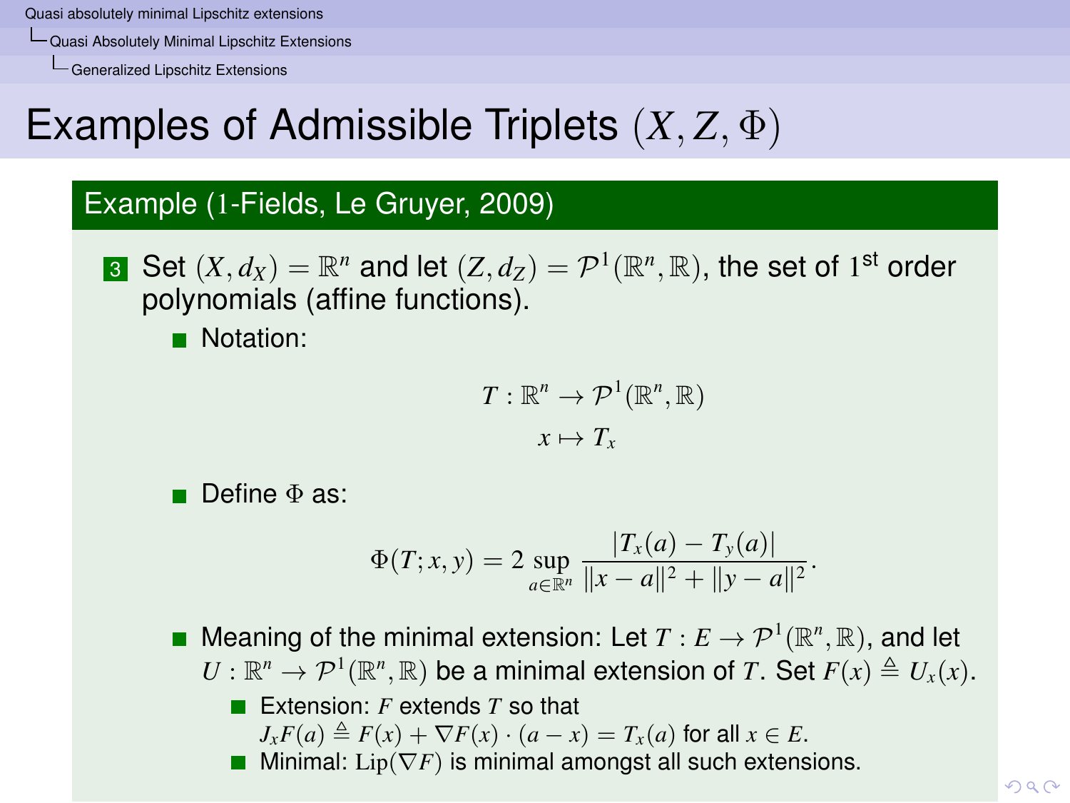# Examples of Admissible Triplets $(X, Z, \Phi)$

## Example (1-Fields, Le Gruyer, 2009)

3. Set $(X, d_X) = \mathbb{R}^n$ and let $(Z, d_Z) = \mathcal{P}^1(\mathbb{R}^n, \mathbb{R})$, the set of $1^{\text{st}}$ order polynomials (affine functions).
   - Notation:

$$T : \mathbb{R}^n \to \mathcal{P}^1(\mathbb{R}^n, \mathbb{R})$$
$$x \mapsto T_x$$

   - Define $\Phi$ as:

$$\Phi(T; x, y) = 2 \sup_{a \in \mathbb{R}^n} \frac{|T_x(a) - T_y(a)|}{\|x - a\|^2 + \|y - a\|^2}.$$

   - Meaning of the minimal extension: Let $T : E \to \mathcal{P}^1(\mathbb{R}^n, \mathbb{R})$, and let $U : \mathbb{R}^n \to \mathcal{P}^1(\mathbb{R}^n, \mathbb{R})$ be a minimal extension of $T$. Set $F(x) \triangleq U_x(x)$.
     - Extension: $F$ extends $T$ so that $J_x F(a) \triangleq F(x) + \nabla F(x) \cdot (a - x) = T_x(a)$ for all $x \in E$.
     - Minimal: $\mathrm{Lip}(\nabla F)$ is minimal amongst all such extensions.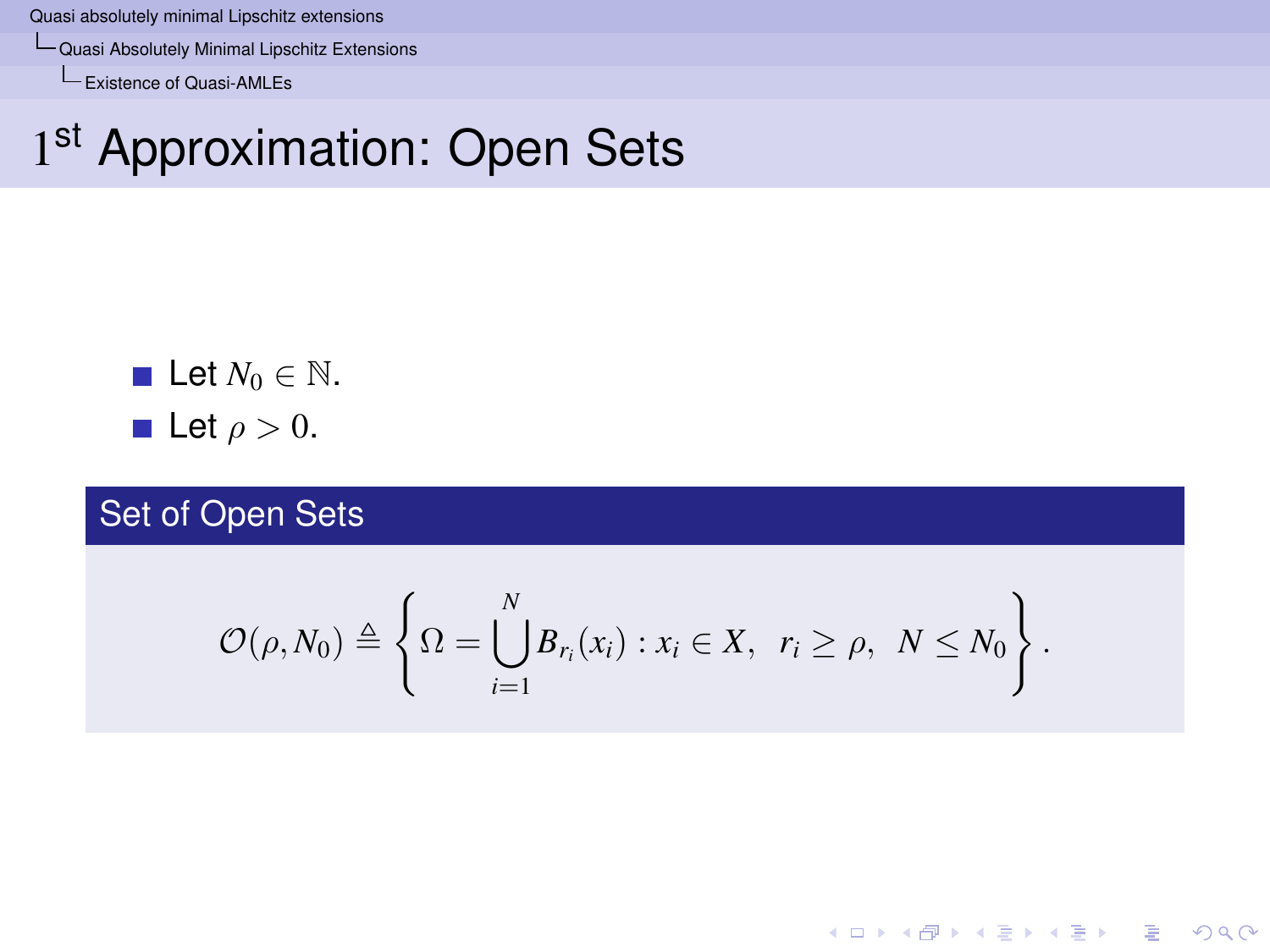# $1^{\text{st}}$ Approximation: Open Sets

- Let $N_0 \in \mathbb{N}$.
- Let $\rho > 0$.

**Set of Open Sets**

$$\mathcal{O}(\rho, N_0) \triangleq \left\{ \Omega = \bigcup_{i=1}^{N} B_{r_i}(x_i) : x_i \in X, \ \ r_i \geq \rho, \ \ N \leq N_0 \right\}.$$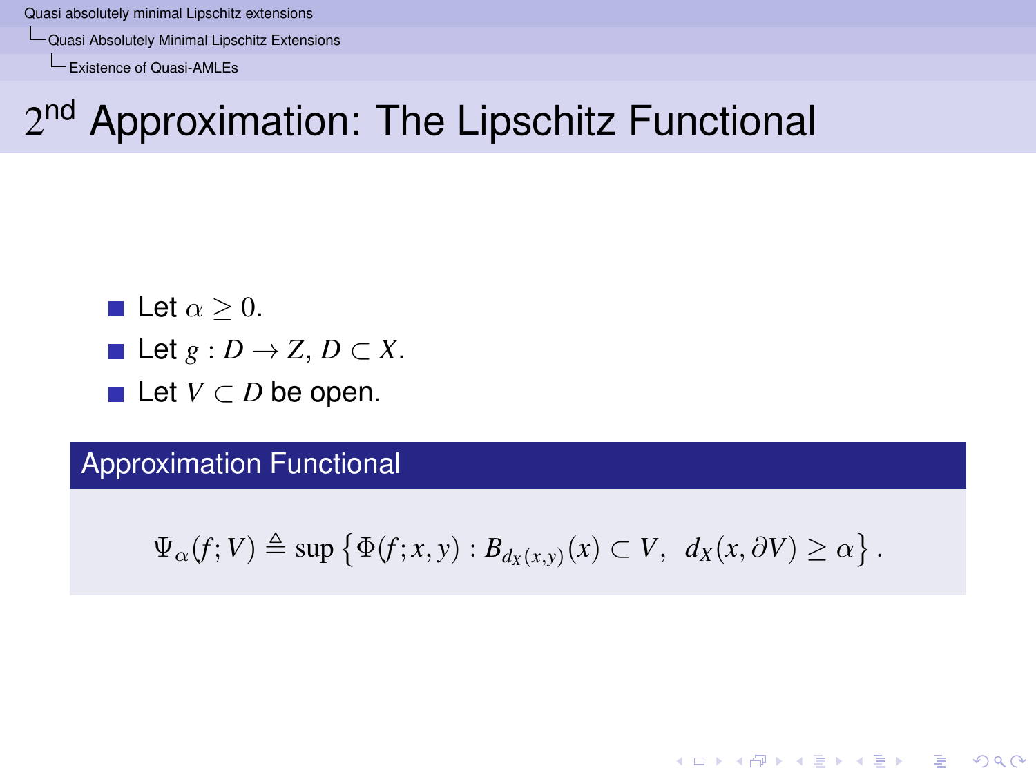# $2^{\text{nd}}$ Approximation: The Lipschitz Functional

- Let $\alpha \geq 0$.
- Let $g : D \to Z$, $D \subset X$.
- Let $V \subset D$ be open.

**Approximation Functional**

$$\Psi_\alpha(f;V) \triangleq \sup\left\{\Phi(f;x,y) : B_{d_X(x,y)}(x) \subset V,\;\; d_X(x,\partial V) \geq \alpha\right\}.$$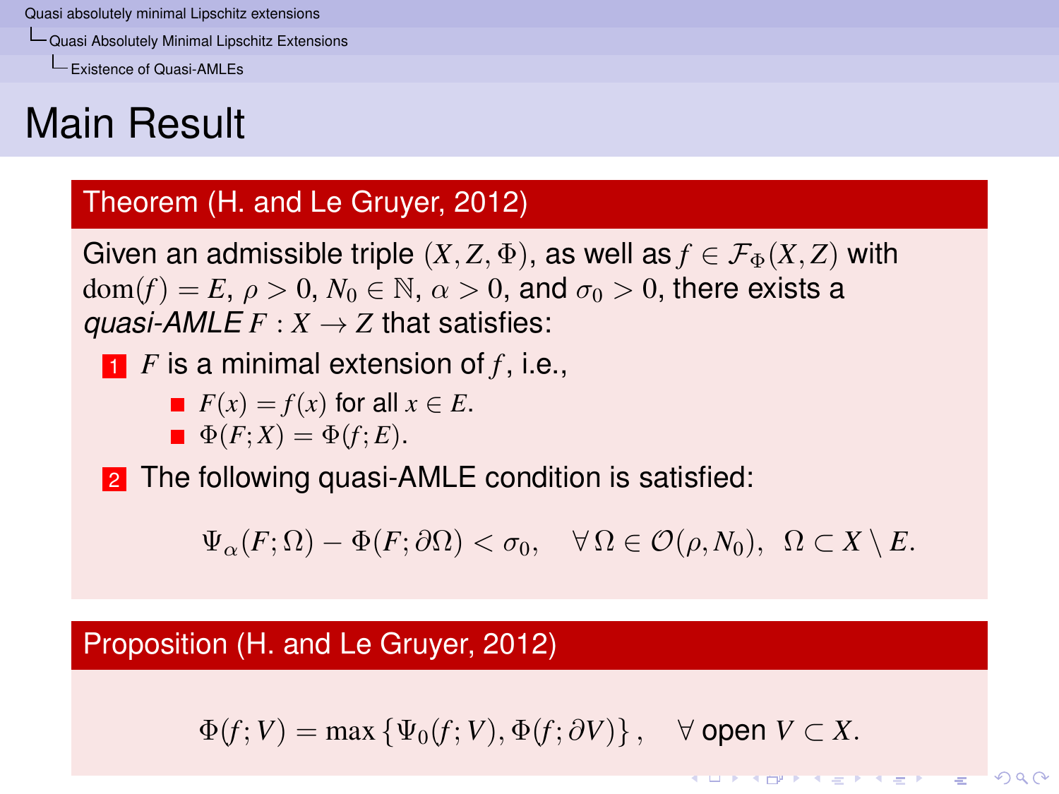# Main Result

**Theorem (H. and Le Gruyer, 2012)**

Given an admissible triple $(X, Z, \Phi)$, as well as $f \in \mathcal{F}_\Phi(X, Z)$ with $\mathrm{dom}(f) = E$, $\rho > 0$, $N_0 \in \mathbb{N}$, $\alpha > 0$, and $\sigma_0 > 0$, there exists a *quasi-AMLE* $F : X \to Z$ that satisfies:

1. $F$ is a minimal extension of $f$, i.e.,
   - $F(x) = f(x)$ for all $x \in E$.
   - $\Phi(F; X) = \Phi(f; E)$.
2. The following quasi-AMLE condition is satisfied:

$$\Psi_\alpha(F; \Omega) - \Phi(F; \partial\Omega) < \sigma_0, \quad \forall\, \Omega \in \mathcal{O}(\rho, N_0), \;\; \Omega \subset X \setminus E.$$

**Proposition (H. and Le Gruyer, 2012)**

$$\Phi(f; V) = \max\left\{\Psi_0(f; V), \Phi(f; \partial V)\right\}, \quad \forall \text{ open } V \subset X.$$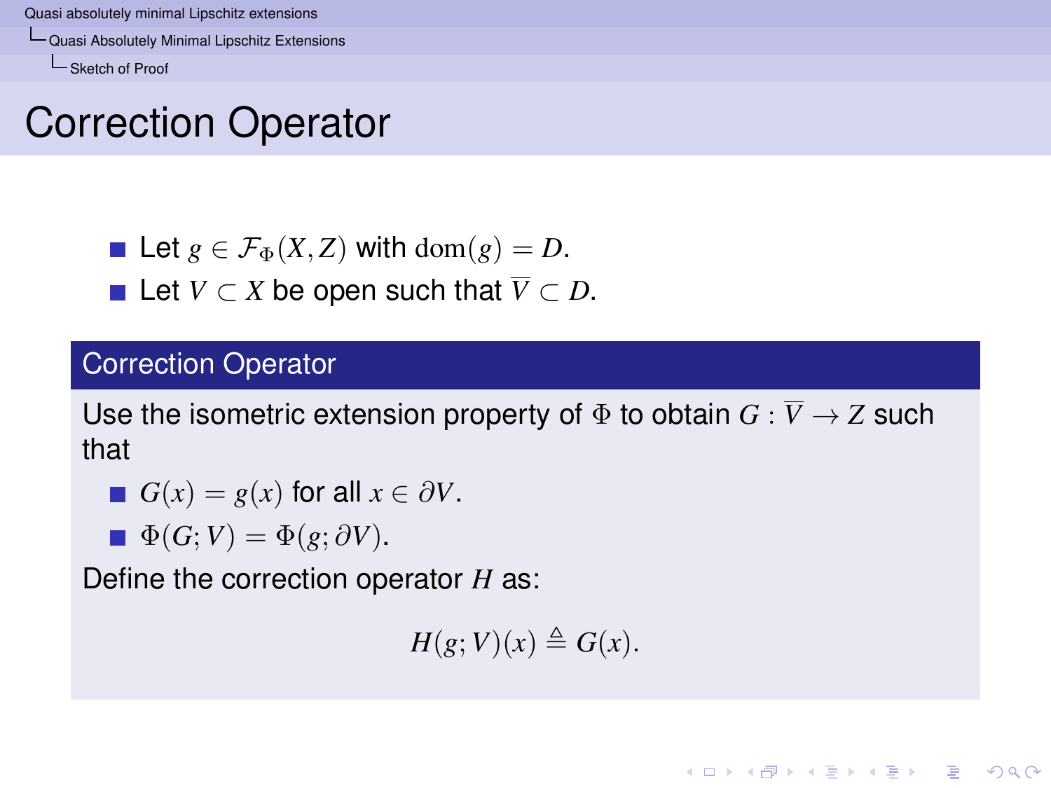# Correction Operator

- Let $g \in \mathcal{F}_\Phi(X,Z)$ with $\mathrm{dom}(g) = D$.
- Let $V \subset X$ be open such that $\overline{V} \subset D$.

## Correction Operator

Use the isometric extension property of $\Phi$ to obtain $G : \overline{V} \to Z$ such that

- $G(x) = g(x)$ for all $x \in \partial V$.
- $\Phi(G; V) = \Phi(g; \partial V)$.

Define the correction operator $H$ as:

$$H(g; V)(x) \triangleq G(x).$$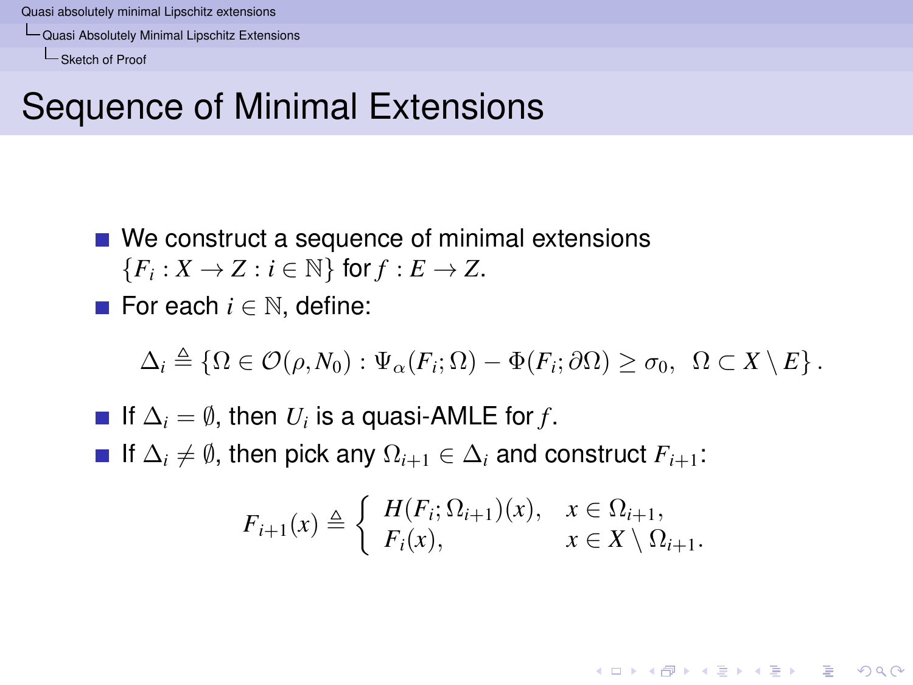# Sequence of Minimal Extensions

- We construct a sequence of minimal extensions $\{F_i : X \to Z : i \in \mathbb{N}\}$ for $f : E \to Z$.
- For each $i \in \mathbb{N}$, define:

$$\Delta_i \triangleq \{\Omega \in \mathcal{O}(\rho, N_0) : \Psi_\alpha(F_i; \Omega) - \Phi(F_i; \partial\Omega) \geq \sigma_0, \;\; \Omega \subset X \setminus E\}.$$

- If $\Delta_i = \emptyset$, then $U_i$ is a quasi-AMLE for $f$.
- If $\Delta_i \neq \emptyset$, then pick any $\Omega_{i+1} \in \Delta_i$ and construct $F_{i+1}$:

$$F_{i+1}(x) \triangleq \begin{cases} H(F_i; \Omega_{i+1})(x), & x \in \Omega_{i+1}, \\ F_i(x), & x \in X \setminus \Omega_{i+1}. \end{cases}$$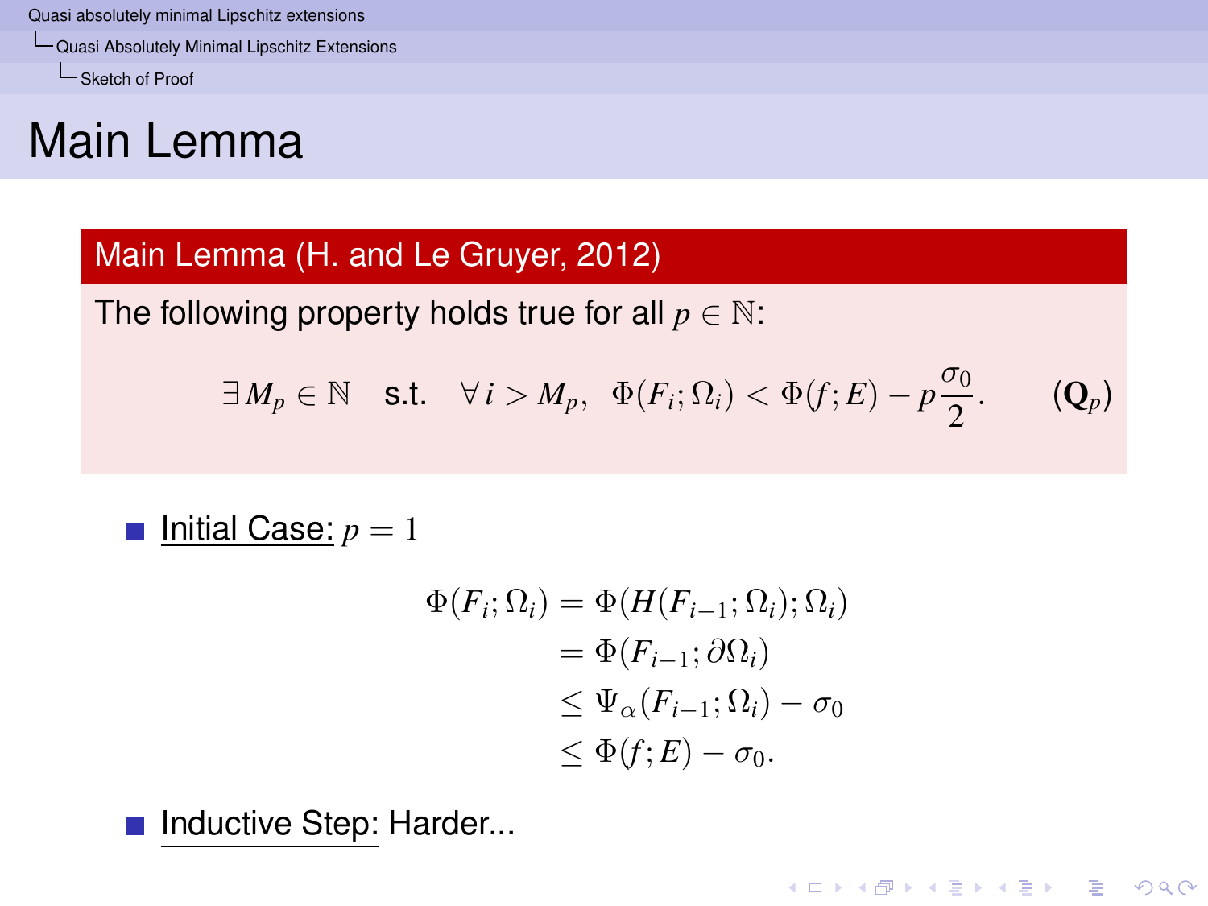# Main Lemma

**Main Lemma (H. and Le Gruyer, 2012)**

The following property holds true for all $p \in \mathbb{N}$:

$$\exists\, M_p \in \mathbb{N} \quad \text{s.t.} \quad \forall\, i > M_p, \;\; \Phi(F_i; \Omega_i) < \Phi(f; E) - p\frac{\sigma_0}{2}. \qquad (\mathbf{Q}_p)$$

- Initial Case: $p = 1$

$$\begin{aligned}
\Phi(F_i; \Omega_i) &= \Phi(H(F_{i-1}; \Omega_i); \Omega_i) \\
&= \Phi(F_{i-1}; \partial\Omega_i) \\
&\leq \Psi_\alpha(F_{i-1}; \Omega_i) - \sigma_0 \\
&\leq \Phi(f; E) - \sigma_0.
\end{aligned}$$

- Inductive Step: Harder...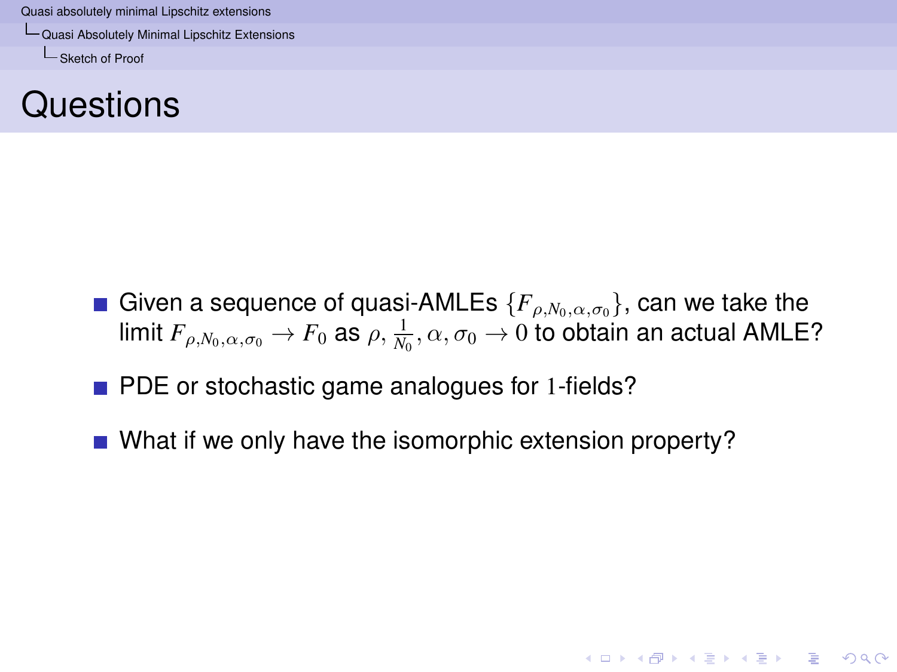# Questions

- Given a sequence of quasi-AMLEs $\{F_{\rho,N_0,\alpha,\sigma_0}\}$, can we take the limit $F_{\rho,N_0,\alpha,\sigma_0} \to F_0$ as $\rho, \frac{1}{N_0}, \alpha, \sigma_0 \to 0$ to obtain an actual AMLE?
- PDE or stochastic game analogues for $1$-fields?
- What if we only have the isomorphic extension property?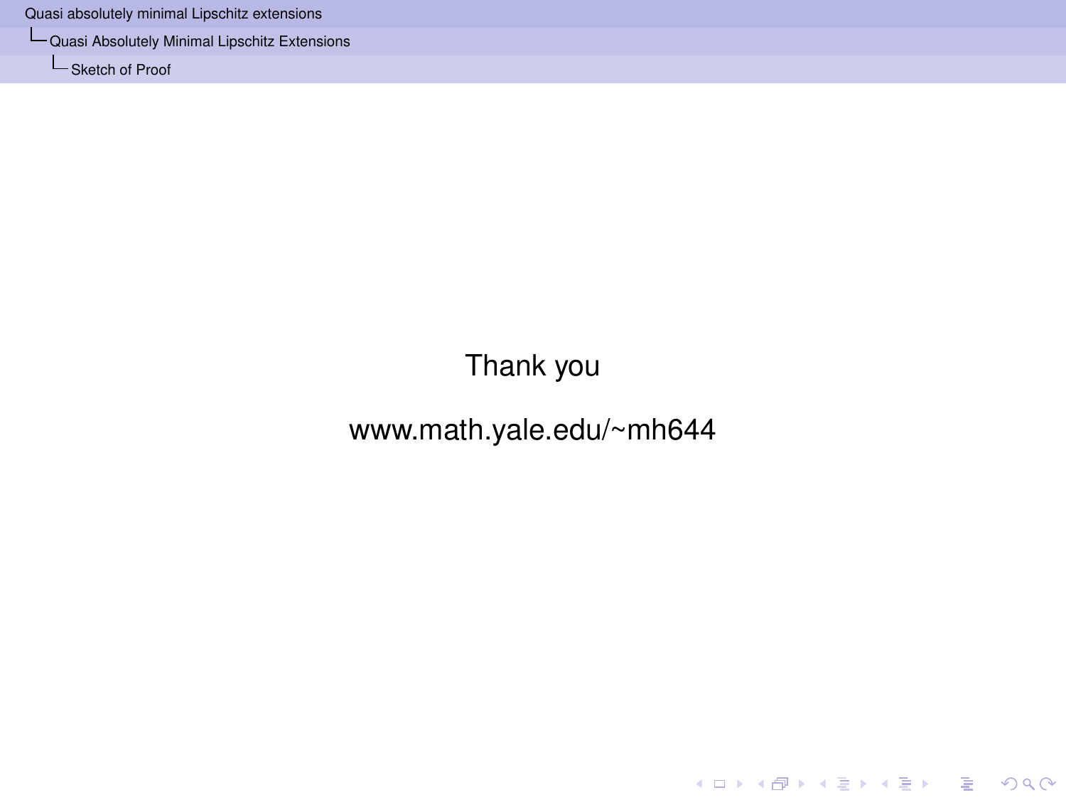Thank you

www.math.yale.edu/~mh644